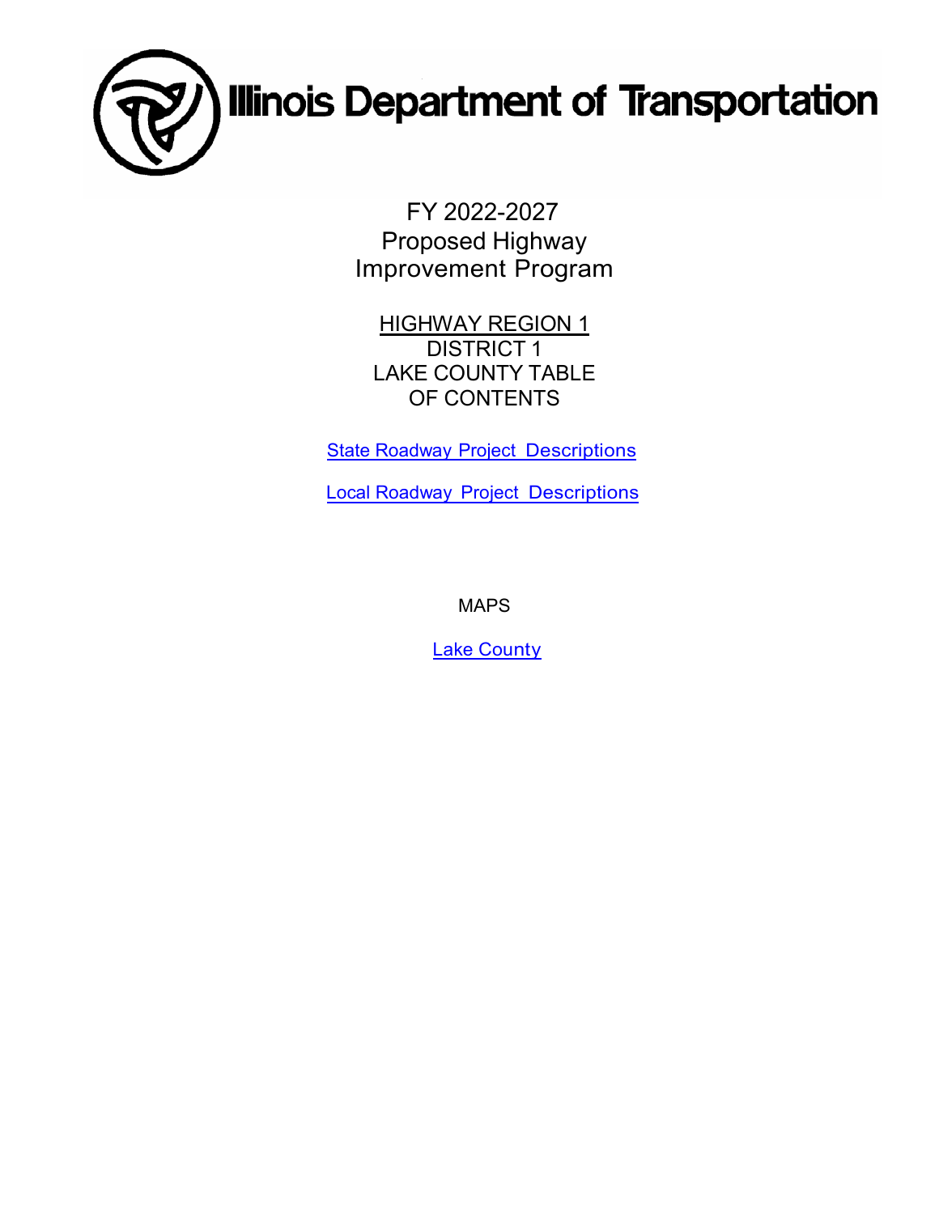# Illinois Department of Transportation

## FY 2022-2027
## Proposed Highway
## Improvement Program

HIGHWAY REGION 1

DISTRICT 1

LAKE COUNTY TABLE OF CONTENTS

State Roadway Project Descriptions

Local Roadway Project Descriptions

MAPS

Lake County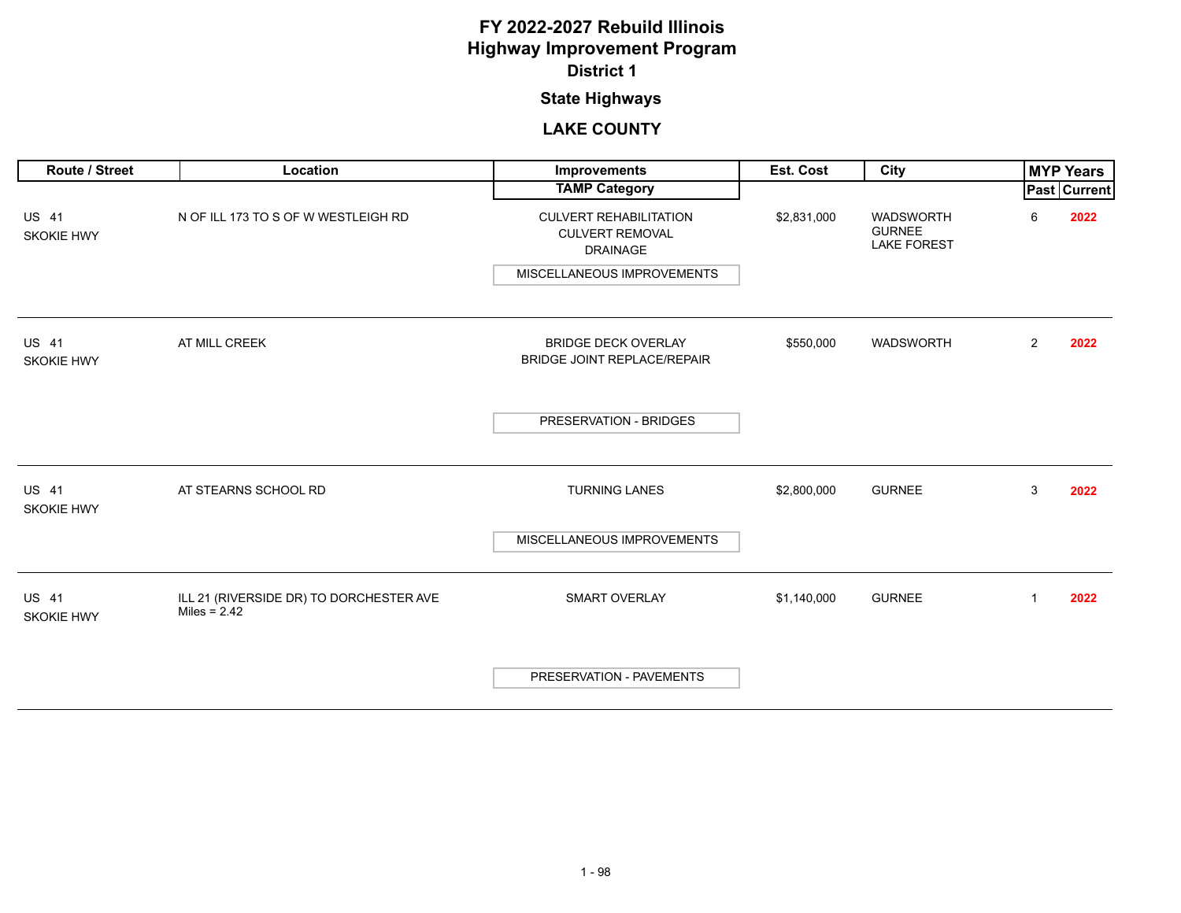# FY 2022-2027 Rebuild Illinois
# Highway Improvement Program
## District 1

### State Highways

### LAKE COUNTY

| Route / Street | Location | Improvements / TAMP Category | Est. Cost | City | MYP Years Past | MYP Years Current |
|---|---|---|---|---|---|---|
| US 41 SKOKIE HWY | N OF ILL 173 TO S OF W WESTLEIGH RD | CULVERT REHABILITATION<br>CULVERT REMOVAL<br>DRAINAGE<br>MISCELLANEOUS IMPROVEMENTS | $2,831,000 | WADSWORTH<br>GURNEE<br>LAKE FOREST | 6 | 2022 |
| US 41 SKOKIE HWY | AT MILL CREEK | BRIDGE DECK OVERLAY<br>BRIDGE JOINT REPLACE/REPAIR<br>PRESERVATION - BRIDGES | $550,000 | WADSWORTH | 2 | 2022 |
| US 41 SKOKIE HWY | AT STEARNS SCHOOL RD | TURNING LANES<br>MISCELLANEOUS IMPROVEMENTS | $2,800,000 | GURNEE | 3 | 2022 |
| US 41 SKOKIE HWY | ILL 21 (RIVERSIDE DR) TO DORCHESTER AVE<br>Miles = 2.42 | SMART OVERLAY<br>PRESERVATION - PAVEMENTS | $1,140,000 | GURNEE | 1 | 2022 |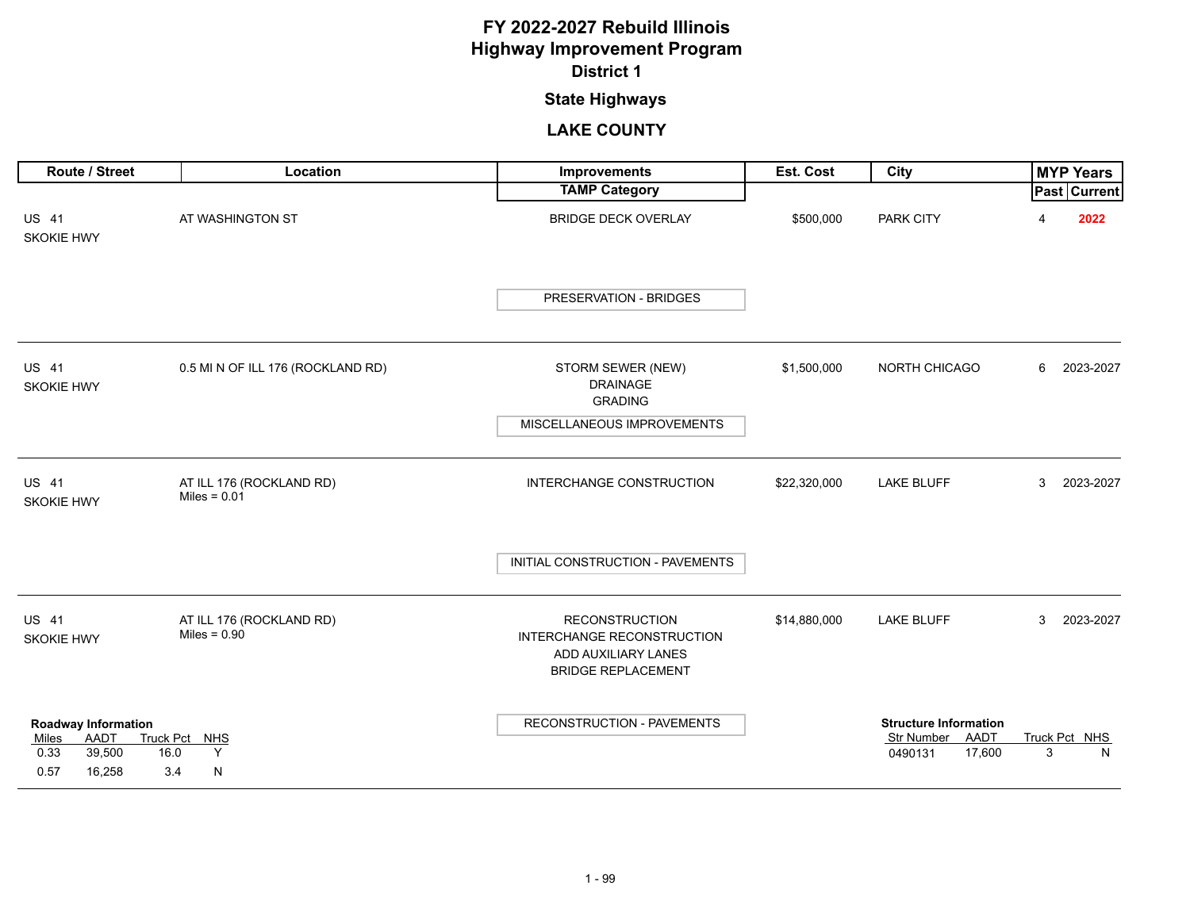# FY 2022-2027 Rebuild Illinois
# Highway Improvement Program
## District 1
### State Highways
### LAKE COUNTY

| Route / Street | Location | Improvements / TAMP Category | Est. Cost | City | MYP Years Past | MYP Years Current |
|---|---|---|---|---|---|---|
| US 41 SKOKIE HWY | AT WASHINGTON ST | BRIDGE DECK OVERLAY<br>**TAMP Category:** PRESERVATION - BRIDGES | $500,000 | PARK CITY | 4 | **2022** |
| US 41 SKOKIE HWY | 0.5 MI N OF ILL 176 (ROCKLAND RD) | STORM SEWER (NEW)<br>DRAINAGE<br>GRADING<br>**TAMP Category:** MISCELLANEOUS IMPROVEMENTS | $1,500,000 | NORTH CHICAGO | 6 | 2023-2027 |
| US 41 SKOKIE HWY | AT ILL 176 (ROCKLAND RD)<br>Miles = 0.01 | INTERCHANGE CONSTRUCTION<br>**TAMP Category:** INITIAL CONSTRUCTION - PAVEMENTS | $22,320,000 | LAKE BLUFF | 3 | 2023-2027 |
| US 41 SKOKIE HWY | AT ILL 176 (ROCKLAND RD)<br>Miles = 0.90 | RECONSTRUCTION<br>INTERCHANGE RECONSTRUCTION<br>ADD AUXILIARY LANES<br>BRIDGE REPLACEMENT<br>**TAMP Category:** RECONSTRUCTION - PAVEMENTS | $14,880,000 | LAKE BLUFF | 3 | 2023-2027 |

**Roadway Information**

| Miles | AADT | Truck Pct | NHS |
|---|---|---|---|
| 0.33 | 39,500 | 16.0 | Y |
| 0.57 | 16,258 | 3.4 | N |

**Structure Information**

| Str Number | AADT | Truck Pct | NHS |
|---|---|---|---|
| 0490131 | 17,600 | 3 | N |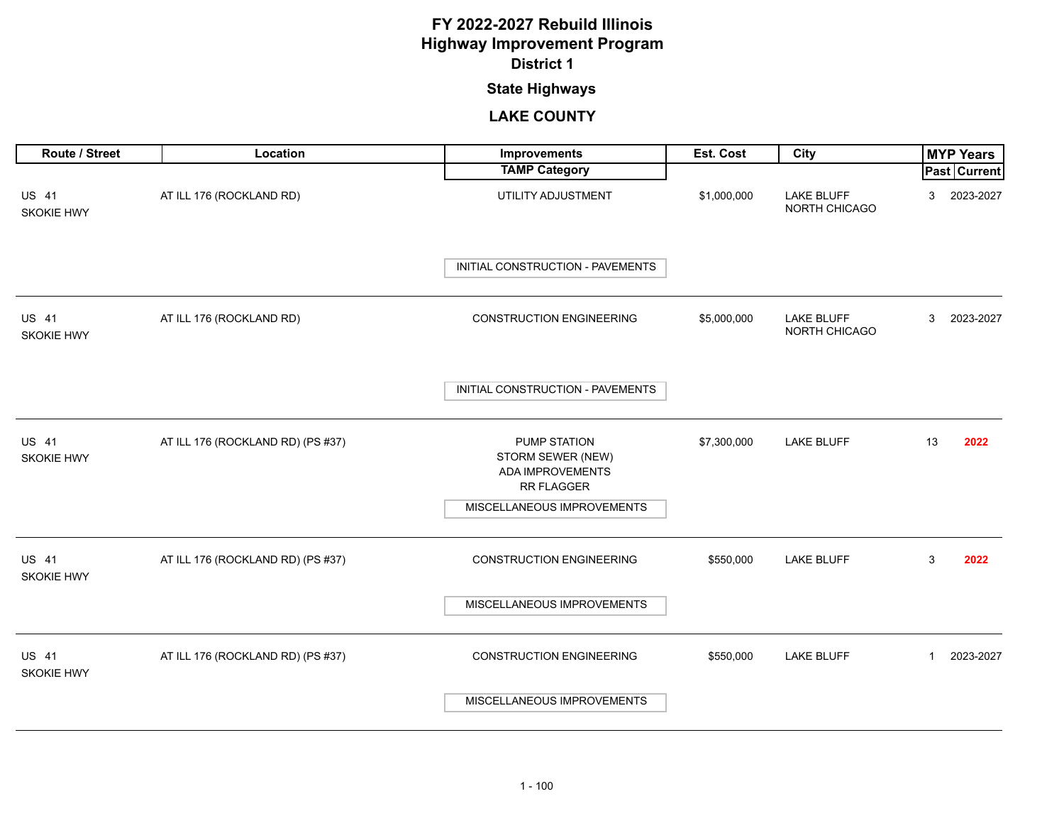# FY 2022-2027 Rebuild Illinois
# Highway Improvement Program
## District 1

### State Highways

### LAKE COUNTY

| Route / Street | Location | Improvements / TAMP Category | Est. Cost | City | MYP Years Past | MYP Years Current |
|---|---|---|---|---|---|---|
| US 41 SKOKIE HWY | AT ILL 176 (ROCKLAND RD) | UTILITY ADJUSTMENT<br>INITIAL CONSTRUCTION - PAVEMENTS | $1,000,000 | LAKE BLUFF<br>NORTH CHICAGO | 3 | 2023-2027 |
| US 41 SKOKIE HWY | AT ILL 176 (ROCKLAND RD) | CONSTRUCTION ENGINEERING<br>INITIAL CONSTRUCTION - PAVEMENTS | $5,000,000 | LAKE BLUFF<br>NORTH CHICAGO | 3 | 2023-2027 |
| US 41 SKOKIE HWY | AT ILL 176 (ROCKLAND RD) (PS #37) | PUMP STATION<br>STORM SEWER (NEW)<br>ADA IMPROVEMENTS<br>RR FLAGGER<br>MISCELLANEOUS IMPROVEMENTS | $7,300,000 | LAKE BLUFF | 13 | 2022 |
| US 41 SKOKIE HWY | AT ILL 176 (ROCKLAND RD) (PS #37) | CONSTRUCTION ENGINEERING<br>MISCELLANEOUS IMPROVEMENTS | $550,000 | LAKE BLUFF | 3 | 2022 |
| US 41 SKOKIE HWY | AT ILL 176 (ROCKLAND RD) (PS #37) | CONSTRUCTION ENGINEERING<br>MISCELLANEOUS IMPROVEMENTS | $550,000 | LAKE BLUFF | 1 | 2023-2027 |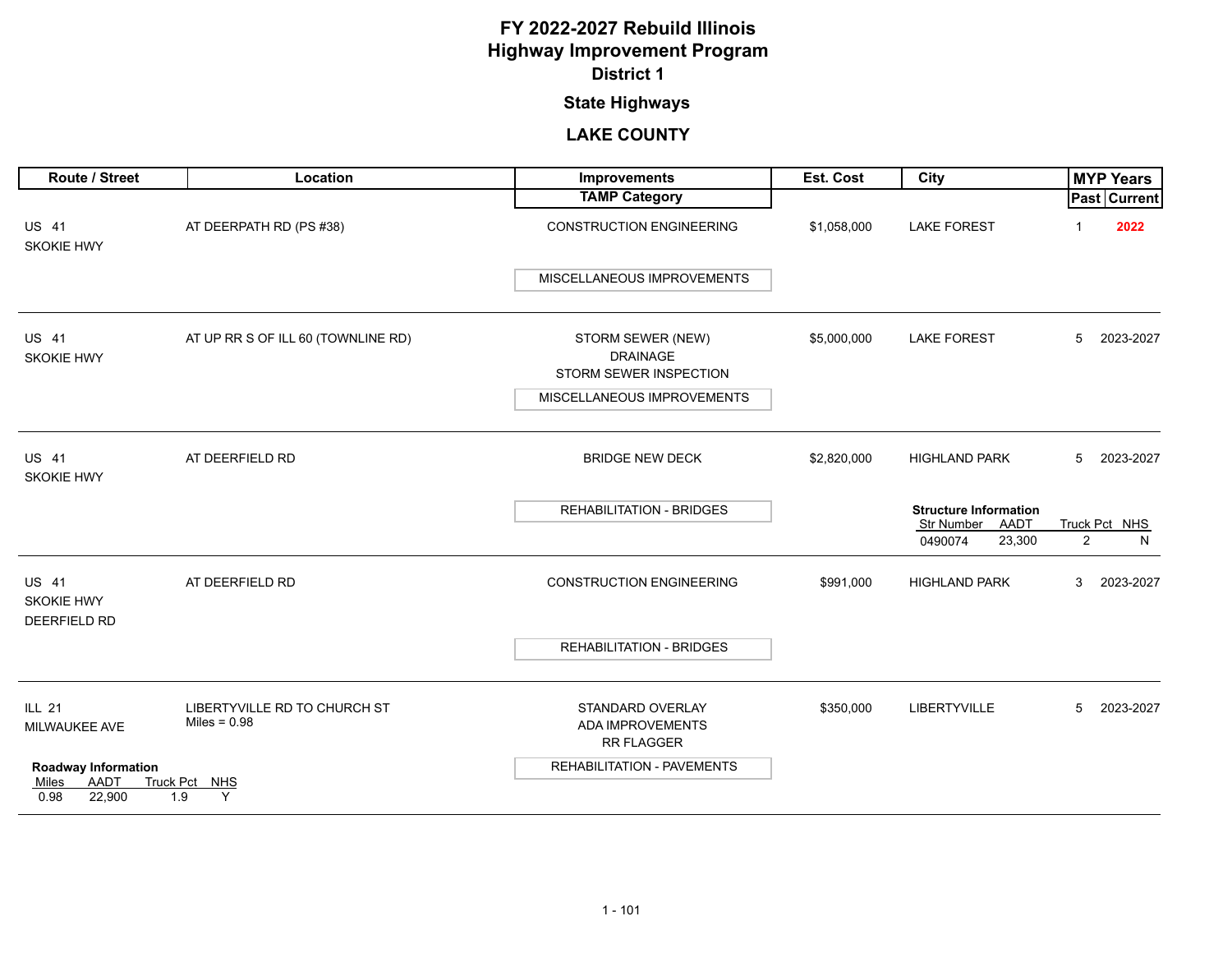# FY 2022-2027 Rebuild Illinois
# Highway Improvement Program
## District 1

### State Highways

### LAKE COUNTY

| Route / Street | Location | Improvements / TAMP Category | Est. Cost | City | MYP Years Past | MYP Years Current |
|---|---|---|---|---|---|---|
| US 41 SKOKIE HWY | AT DEERPATH RD (PS #38) | CONSTRUCTION ENGINEERING<br>**TAMP:** MISCELLANEOUS IMPROVEMENTS | $1,058,000 | LAKE FOREST | 1 | 2022 |
| US 41 SKOKIE HWY | AT UP RR S OF ILL 60 (TOWNLINE RD) | STORM SEWER (NEW)<br>DRAINAGE<br>STORM SEWER INSPECTION<br>**TAMP:** MISCELLANEOUS IMPROVEMENTS | $5,000,000 | LAKE FOREST | 5 | 2023-2027 |
| US 41 SKOKIE HWY | AT DEERFIELD RD | BRIDGE NEW DECK<br>**TAMP:** REHABILITATION - BRIDGES | $2,820,000 | HIGHLAND PARK | 5 | 2023-2027 |
| US 41 SKOKIE HWY DEERFIELD RD | AT DEERFIELD RD | CONSTRUCTION ENGINEERING<br>**TAMP:** REHABILITATION - BRIDGES | $991,000 | HIGHLAND PARK | 3 | 2023-2027 |
| ILL 21 MILWAUKEE AVE | LIBERTYVILLE RD TO CHURCH ST<br>Miles = 0.98 | STANDARD OVERLAY<br>ADA IMPROVEMENTS<br>RR FLAGGER<br>**TAMP:** REHABILITATION - PAVEMENTS | $350,000 | LIBERTYVILLE | 5 | 2023-2027 |

**Structure Information** (US 41 SKOKIE HWY AT DEERFIELD RD – BRIDGE NEW DECK)

| Str Number | AADT | Truck Pct | NHS |
|---|---|---|---|
| 0490074 | 23,300 | 2 | N |

**Roadway Information** (ILL 21 MILWAUKEE AVE)

| Miles | AADT | Truck Pct | NHS |
|---|---|---|---|
| 0.98 | 22,900 | 1.9 | Y |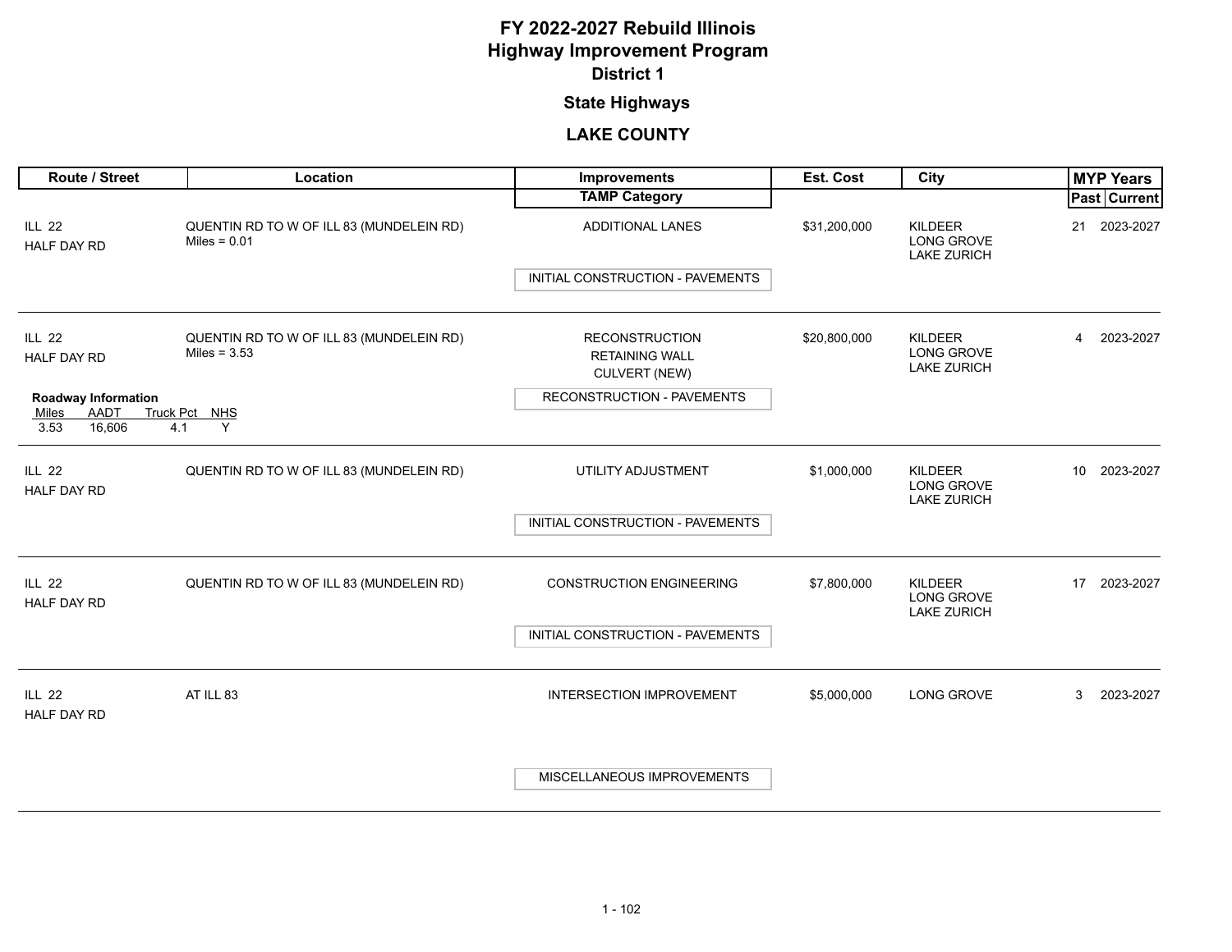# FY 2022-2027 Rebuild Illinois
# Highway Improvement Program
## District 1

### State Highways

### LAKE COUNTY

| Route / Street | Location | Improvements / TAMP Category | Est. Cost | City | MYP Years Past | MYP Years Current |
|---|---|---|---|---|---|---|
| ILL 22<br>HALF DAY RD | QUENTIN RD TO W OF ILL 83 (MUNDELEIN RD)<br>Miles = 0.01 | ADDITIONAL LANES<br>INITIAL CONSTRUCTION - PAVEMENTS | $31,200,000 | KILDEER<br>LONG GROVE<br>LAKE ZURICH | 21 | 2023-2027 |
| ILL 22<br>HALF DAY RD<br>**Roadway Information**<br>Miles: 3.53, AADT: 16,606, Truck Pct: 4.1, NHS: Y | QUENTIN RD TO W OF ILL 83 (MUNDELEIN RD)<br>Miles = 3.53 | RECONSTRUCTION<br>RETAINING WALL<br>CULVERT (NEW)<br>RECONSTRUCTION - PAVEMENTS | $20,800,000 | KILDEER<br>LONG GROVE<br>LAKE ZURICH | 4 | 2023-2027 |
| ILL 22<br>HALF DAY RD | QUENTIN RD TO W OF ILL 83 (MUNDELEIN RD) | UTILITY ADJUSTMENT<br>INITIAL CONSTRUCTION - PAVEMENTS | $1,000,000 | KILDEER<br>LONG GROVE<br>LAKE ZURICH | 10 | 2023-2027 |
| ILL 22<br>HALF DAY RD | QUENTIN RD TO W OF ILL 83 (MUNDELEIN RD) | CONSTRUCTION ENGINEERING<br>INITIAL CONSTRUCTION - PAVEMENTS | $7,800,000 | KILDEER<br>LONG GROVE<br>LAKE ZURICH | 17 | 2023-2027 |
| ILL 22<br>HALF DAY RD | AT ILL 83 | INTERSECTION IMPROVEMENT<br>MISCELLANEOUS IMPROVEMENTS | $5,000,000 | LONG GROVE | 3 | 2023-2027 |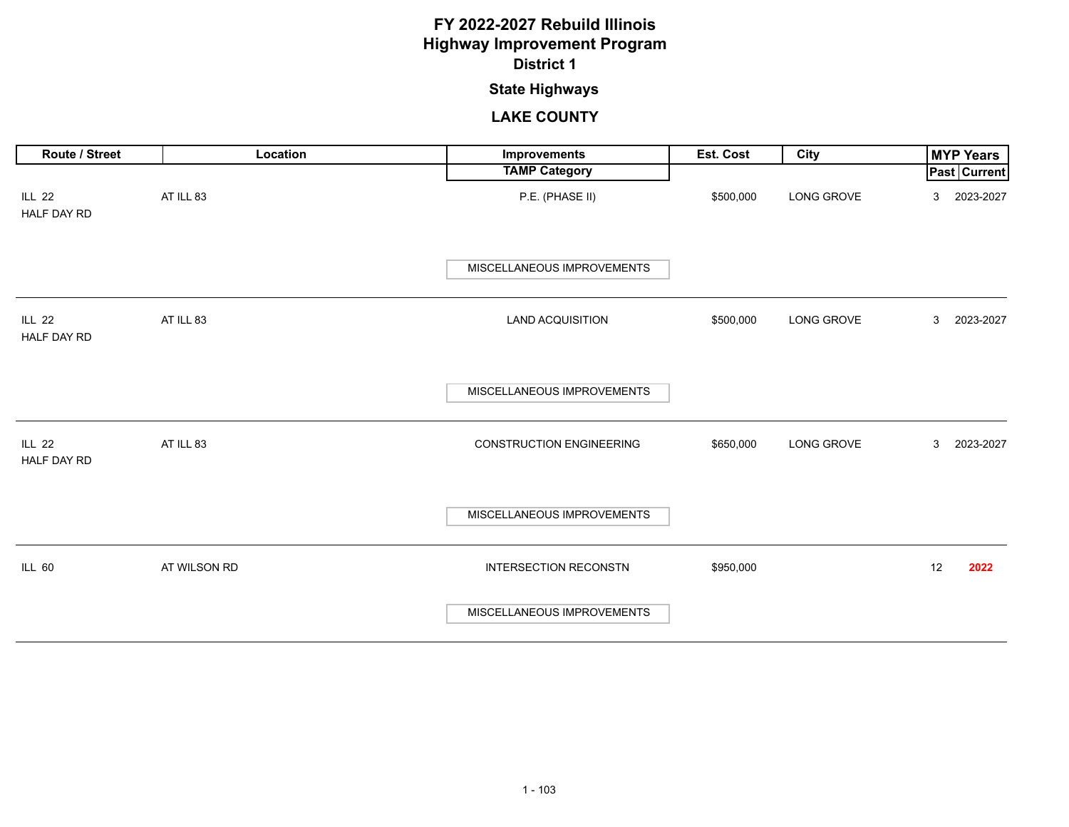# FY 2022-2027 Rebuild Illinois
# Highway Improvement Program
## District 1
### State Highways
### LAKE COUNTY

| Route / Street | Location | Improvements / TAMP Category | Est. Cost | City | MYP Years Past | MYP Years Current |
|---|---|---|---|---|---|---|
| ILL 22 HALF DAY RD | AT ILL 83 | P.E. (PHASE II) / MISCELLANEOUS IMPROVEMENTS | $500,000 | LONG GROVE | 3 | 2023-2027 |
| ILL 22 HALF DAY RD | AT ILL 83 | LAND ACQUISITION / MISCELLANEOUS IMPROVEMENTS | $500,000 | LONG GROVE | 3 | 2023-2027 |
| ILL 22 HALF DAY RD | AT ILL 83 | CONSTRUCTION ENGINEERING / MISCELLANEOUS IMPROVEMENTS | $650,000 | LONG GROVE | 3 | 2023-2027 |
| ILL 60 | AT WILSON RD | INTERSECTION RECONSTN / MISCELLANEOUS IMPROVEMENTS | $950,000 | | 12 | **2022** |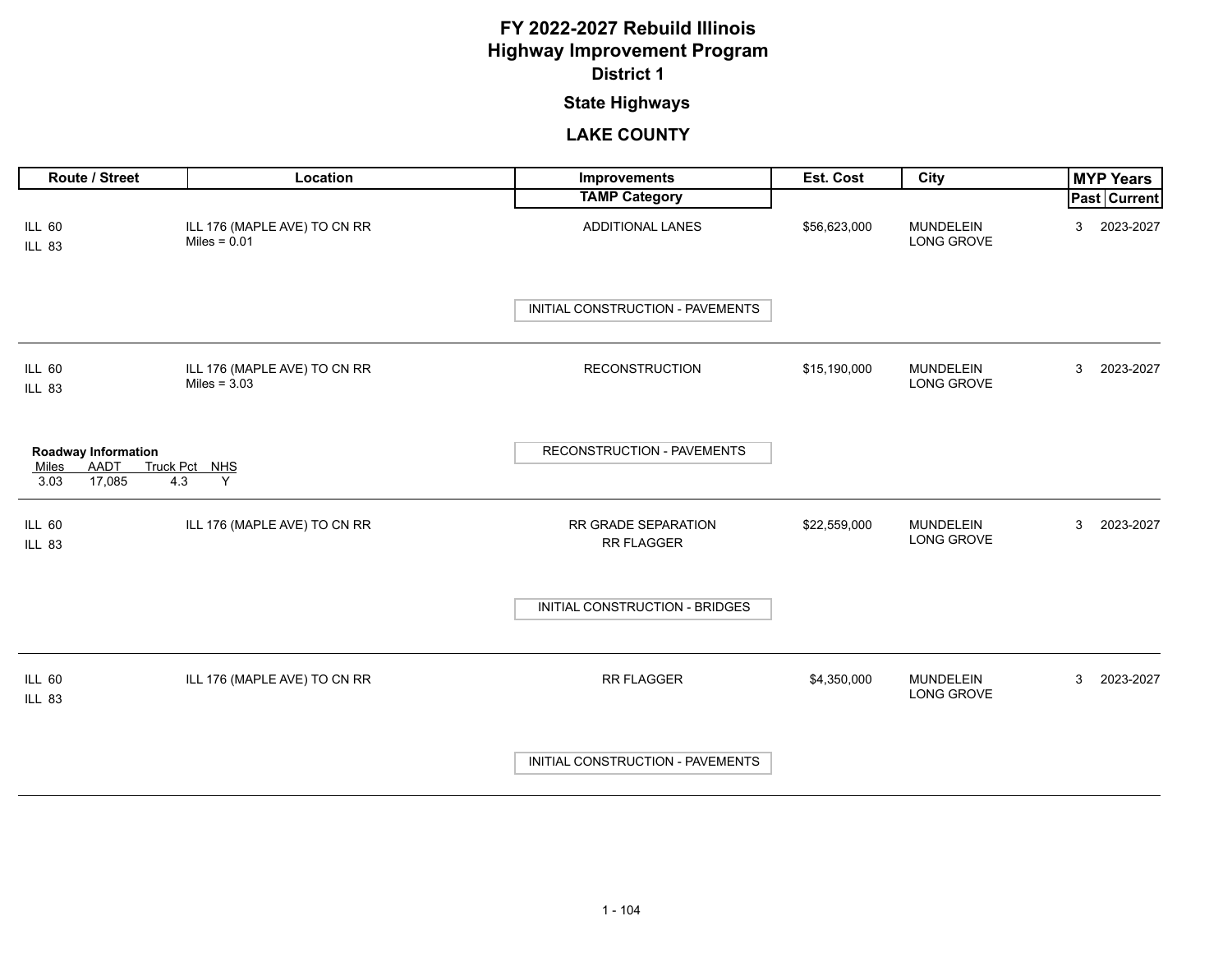# FY 2022-2027 Rebuild Illinois
# Highway Improvement Program
## District 1

### State Highways

### LAKE COUNTY

| Route / Street | Location | Improvements / TAMP Category | Est. Cost | City | MYP Years Past | MYP Years Current |
|---|---|---|---|---|---|---|
| ILL 60<br>ILL 83 | ILL 176 (MAPLE AVE) TO CN RR<br>Miles = 0.01 | ADDITIONAL LANES<br>INITIAL CONSTRUCTION - PAVEMENTS | $56,623,000 | MUNDELEIN<br>LONG GROVE | 3 | 2023-2027 |
| ILL 60<br>ILL 83 | ILL 176 (MAPLE AVE) TO CN RR<br>Miles = 3.03 | RECONSTRUCTION<br>RECONSTRUCTION - PAVEMENTS | $15,190,000 | MUNDELEIN<br>LONG GROVE | 3 | 2023-2027 |
| ILL 60<br>ILL 83 | ILL 176 (MAPLE AVE) TO CN RR | RR GRADE SEPARATION<br>RR FLAGGER<br>INITIAL CONSTRUCTION - BRIDGES | $22,559,000 | MUNDELEIN<br>LONG GROVE | 3 | 2023-2027 |
| ILL 60<br>ILL 83 | ILL 176 (MAPLE AVE) TO CN RR | RR FLAGGER<br>INITIAL CONSTRUCTION - PAVEMENTS | $4,350,000 | MUNDELEIN<br>LONG GROVE | 3 | 2023-2027 |

**Roadway Information** (ILL 60 / ILL 83, ILL 176 (MAPLE AVE) TO CN RR, Reconstruction)

| Miles | AADT | Truck Pct | NHS |
|---|---|---|---|
| 3.03 | 17,085 | 4.3 | Y |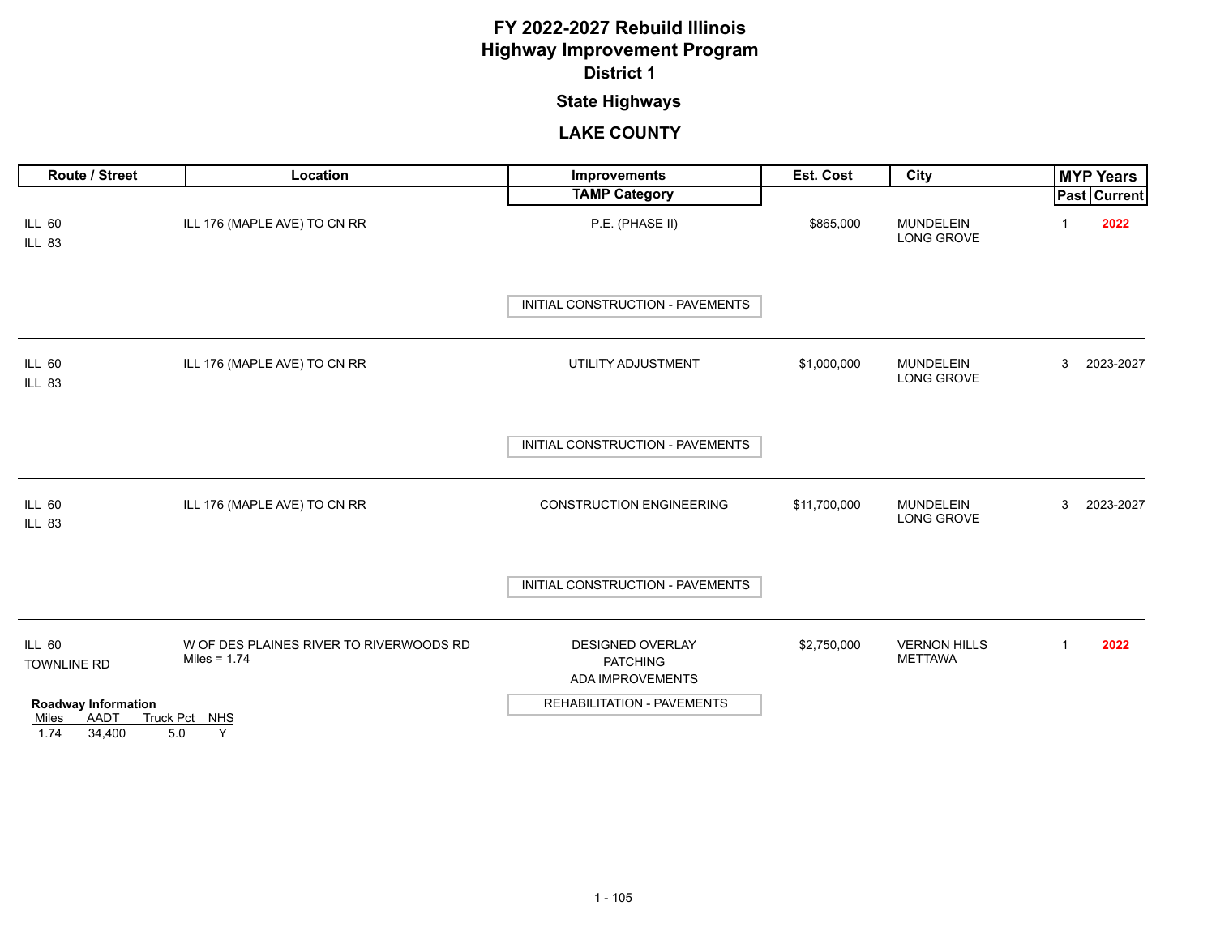# FY 2022-2027 Rebuild Illinois
# Highway Improvement Program
## District 1

## State Highways

## LAKE COUNTY

| Route / Street | Location | Improvements / TAMP Category | Est. Cost | City | MYP Years Past | MYP Years Current |
|---|---|---|---|---|---|---|
| ILL 60<br>ILL 83 | ILL 176 (MAPLE AVE) TO CN RR | P.E. (PHASE II)<br>INITIAL CONSTRUCTION - PAVEMENTS | $865,000 | MUNDELEIN<br>LONG GROVE | 1 | 2022 |
| ILL 60<br>ILL 83 | ILL 176 (MAPLE AVE) TO CN RR | UTILITY ADJUSTMENT<br>INITIAL CONSTRUCTION - PAVEMENTS | $1,000,000 | MUNDELEIN<br>LONG GROVE | 3 | 2023-2027 |
| ILL 60<br>ILL 83 | ILL 176 (MAPLE AVE) TO CN RR | CONSTRUCTION ENGINEERING<br>INITIAL CONSTRUCTION - PAVEMENTS | $11,700,000 | MUNDELEIN<br>LONG GROVE | 3 | 2023-2027 |
| ILL 60<br>TOWNLINE RD | W OF DES PLAINES RIVER TO RIVERWOODS RD<br>Miles = 1.74 | DESIGNED OVERLAY<br>PATCHING<br>ADA IMPROVEMENTS<br>REHABILITATION - PAVEMENTS | $2,750,000 | VERNON HILLS<br>METTAWA | 1 | 2022 |

**Roadway Information**

| Miles | AADT | Truck Pct | NHS |
|---|---|---|---|
| 1.74 | 34,400 | 5.0 | Y |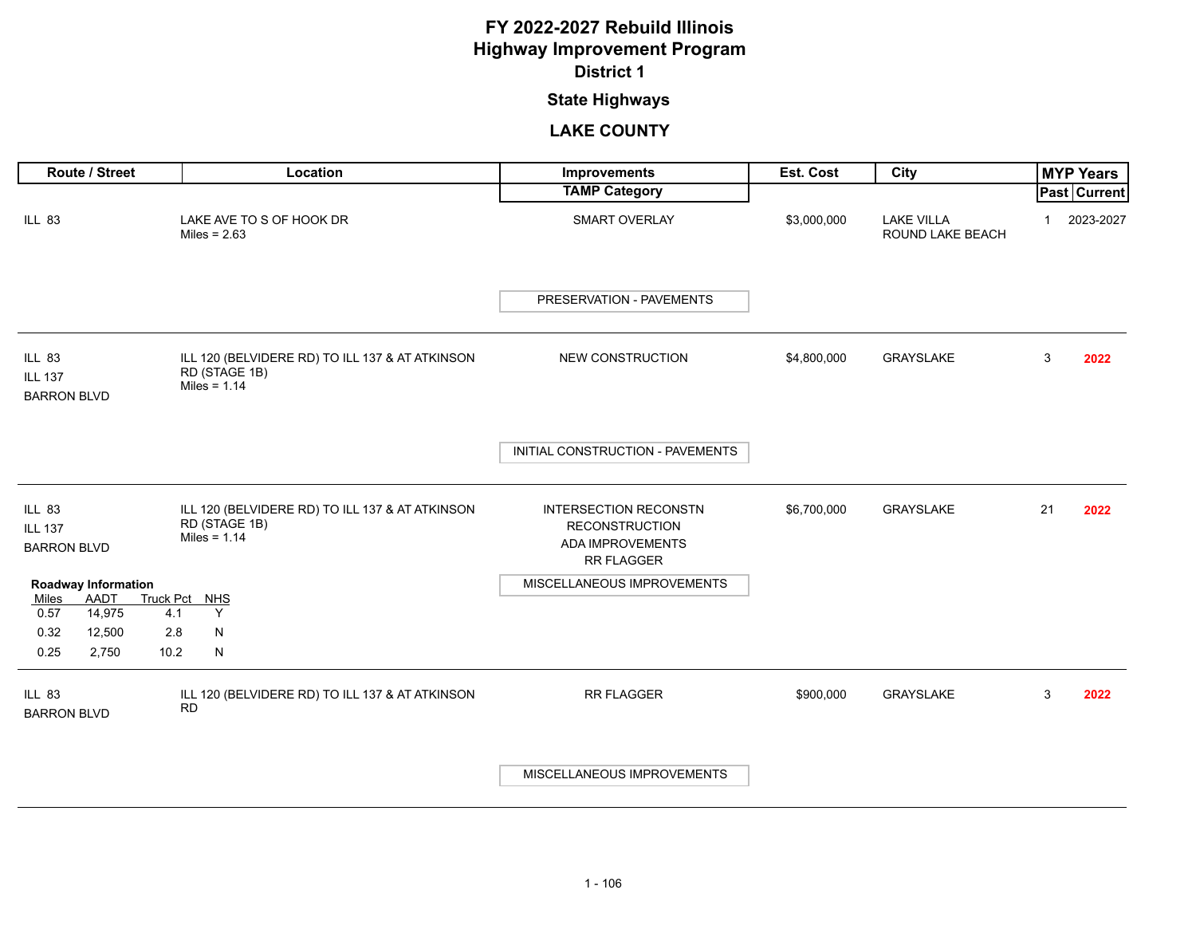# FY 2022-2027 Rebuild Illinois
# Highway Improvement Program
## District 1
### State Highways
### LAKE COUNTY

| Route / Street | Location | Improvements / TAMP Category | Est. Cost | City | MYP Years Past | MYP Years Current |
|---|---|---|---|---|---|---|
| ILL 83 | LAKE AVE TO S OF HOOK DR<br>Miles = 2.63 | SMART OVERLAY<br>PRESERVATION - PAVEMENTS | $3,000,000 | LAKE VILLA<br>ROUND LAKE BEACH | 1 | 2023-2027 |
| ILL 83<br>ILL 137<br>BARRON BLVD | ILL 120 (BELVIDERE RD) TO ILL 137 & AT ATKINSON RD (STAGE 1B)<br>Miles = 1.14 | NEW CONSTRUCTION<br>INITIAL CONSTRUCTION - PAVEMENTS | $4,800,000 | GRAYSLAKE | 3 | 2022 |
| ILL 83<br>ILL 137<br>BARRON BLVD | ILL 120 (BELVIDERE RD) TO ILL 137 & AT ATKINSON RD (STAGE 1B)<br>Miles = 1.14 | INTERSECTION RECONSTN<br>RECONSTRUCTION<br>ADA IMPROVEMENTS<br>RR FLAGGER<br>MISCELLANEOUS IMPROVEMENTS | $6,700,000 | GRAYSLAKE | 21 | 2022 |
| ILL 83<br>BARRON BLVD | ILL 120 (BELVIDERE RD) TO ILL 137 & AT ATKINSON RD | RR FLAGGER<br>MISCELLANEOUS IMPROVEMENTS | $900,000 | GRAYSLAKE | 3 | 2022 |

**Roadway Information** (ILL 83 / ILL 137 / BARRON BLVD – ILL 120 (BELVIDERE RD) TO ILL 137 & AT ATKINSON RD (STAGE 1B), $6,700,000)

| Miles | AADT | Truck Pct | NHS |
|---|---|---|---|
| 0.57 | 14,975 | 4.1 | Y |
| 0.32 | 12,500 | 2.8 | N |
| 0.25 | 2,750 | 10.2 | N |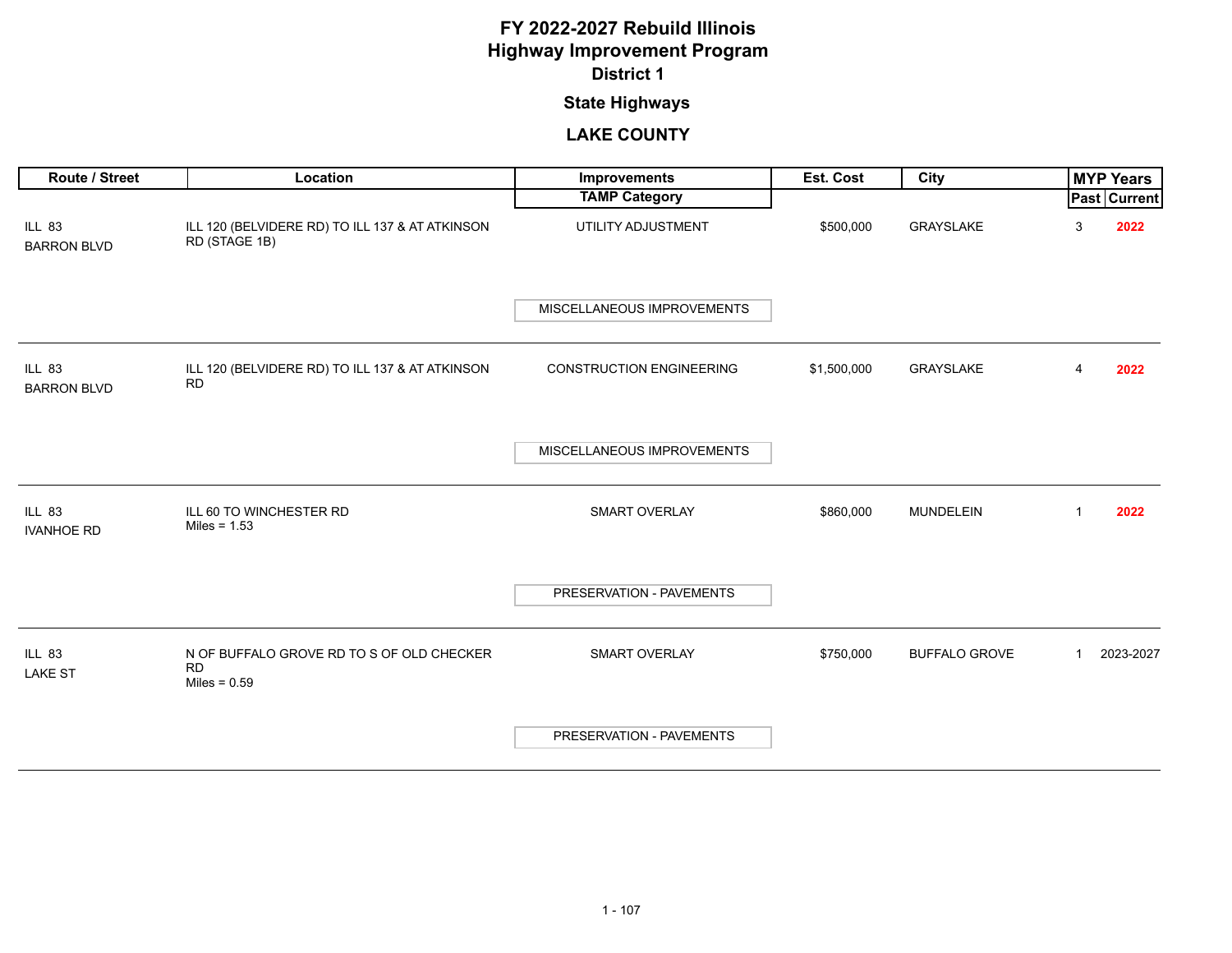# FY 2022-2027 Rebuild Illinois
# Highway Improvement Program
## District 1

### State Highways

### LAKE COUNTY

| Route / Street | Location | Improvements / TAMP Category | Est. Cost | City | MYP Years Past | MYP Years Current |
|---|---|---|---|---|---|---|
| ILL 83<br>BARRON BLVD | ILL 120 (BELVIDERE RD) TO ILL 137 & AT ATKINSON RD (STAGE 1B) | UTILITY ADJUSTMENT<br>MISCELLANEOUS IMPROVEMENTS | $500,000 | GRAYSLAKE | 3 | 2022 |
| ILL 83<br>BARRON BLVD | ILL 120 (BELVIDERE RD) TO ILL 137 & AT ATKINSON RD | CONSTRUCTION ENGINEERING<br>MISCELLANEOUS IMPROVEMENTS | $1,500,000 | GRAYSLAKE | 4 | 2022 |
| ILL 83<br>IVANHOE RD | ILL 60 TO WINCHESTER RD<br>Miles = 1.53 | SMART OVERLAY<br>PRESERVATION - PAVEMENTS | $860,000 | MUNDELEIN | 1 | 2022 |
| ILL 83<br>LAKE ST | N OF BUFFALO GROVE RD TO S OF OLD CHECKER RD<br>Miles = 0.59 | SMART OVERLAY<br>PRESERVATION - PAVEMENTS | $750,000 | BUFFALO GROVE | 1 | 2023-2027 |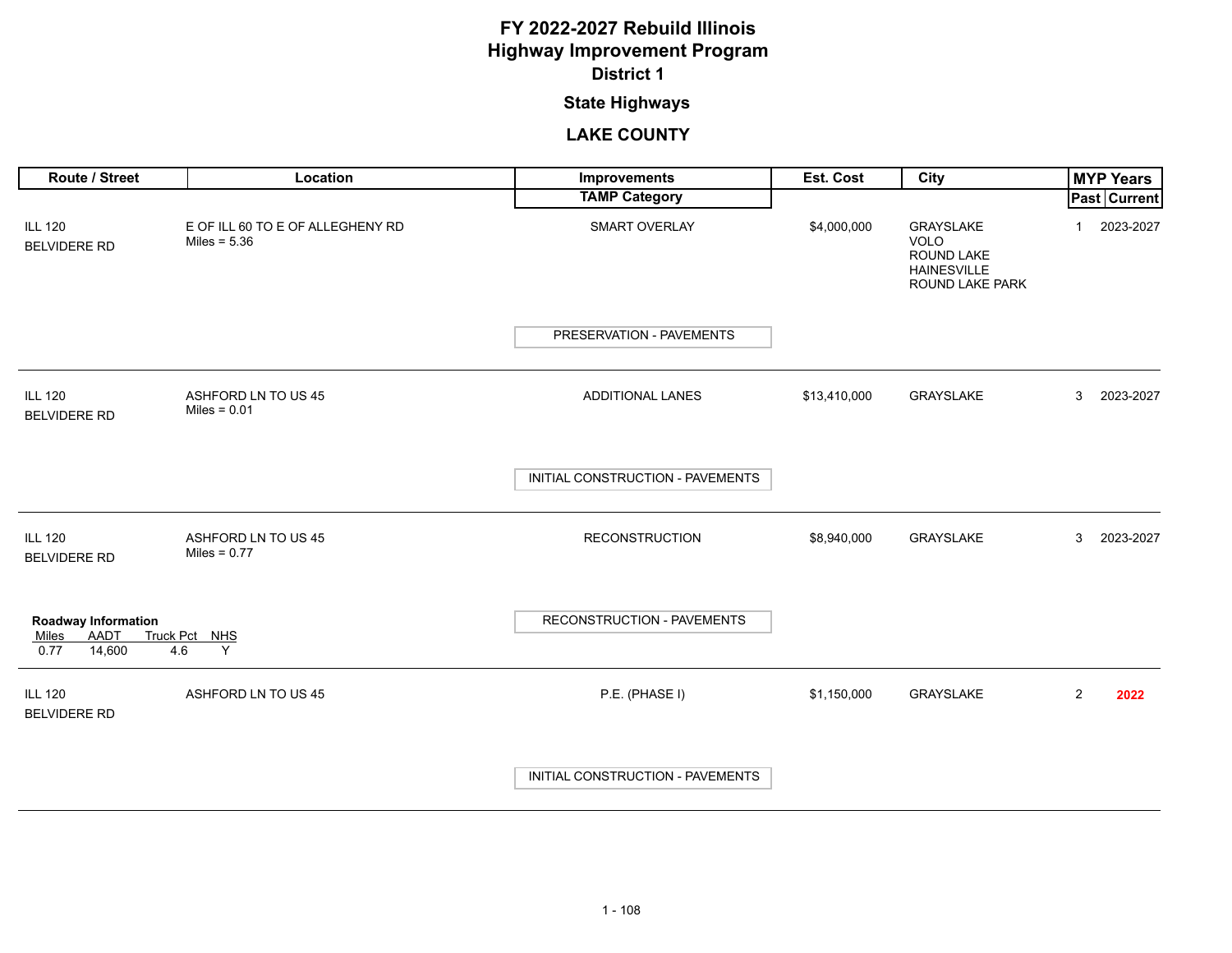# FY 2022-2027 Rebuild Illinois
# Highway Improvement Program
## District 1
## State Highways
## LAKE COUNTY

| Route / Street | Location | Improvements / TAMP Category | Est. Cost | City | MYP Years Past | MYP Years Current |
|---|---|---|---|---|---|---|
| ILL 120 BELVIDERE RD | E OF ILL 60 TO E OF ALLEGHENY RD Miles = 5.36 | SMART OVERLAY / PRESERVATION - PAVEMENTS | $4,000,000 | GRAYSLAKE VOLO ROUND LAKE HAINESVILLE ROUND LAKE PARK | 1 | 2023-2027 |
| ILL 120 BELVIDERE RD | ASHFORD LN TO US 45 Miles = 0.01 | ADDITIONAL LANES / INITIAL CONSTRUCTION - PAVEMENTS | $13,410,000 | GRAYSLAKE | 3 | 2023-2027 |
| ILL 120 BELVIDERE RD | ASHFORD LN TO US 45 Miles = 0.77 | RECONSTRUCTION / RECONSTRUCTION - PAVEMENTS | $8,940,000 | GRAYSLAKE | 3 | 2023-2027 |
| ILL 120 BELVIDERE RD | ASHFORD LN TO US 45 | P.E. (PHASE I) / INITIAL CONSTRUCTION - PAVEMENTS | $1,150,000 | GRAYSLAKE | 2 | **2022** |

**Roadway Information** (ILL 120 BELVIDERE RD, ASHFORD LN TO US 45, RECONSTRUCTION)

| Miles | AADT | Truck Pct | NHS |
|---|---|---|---|
| 0.77 | 14,600 | 4.6 | Y |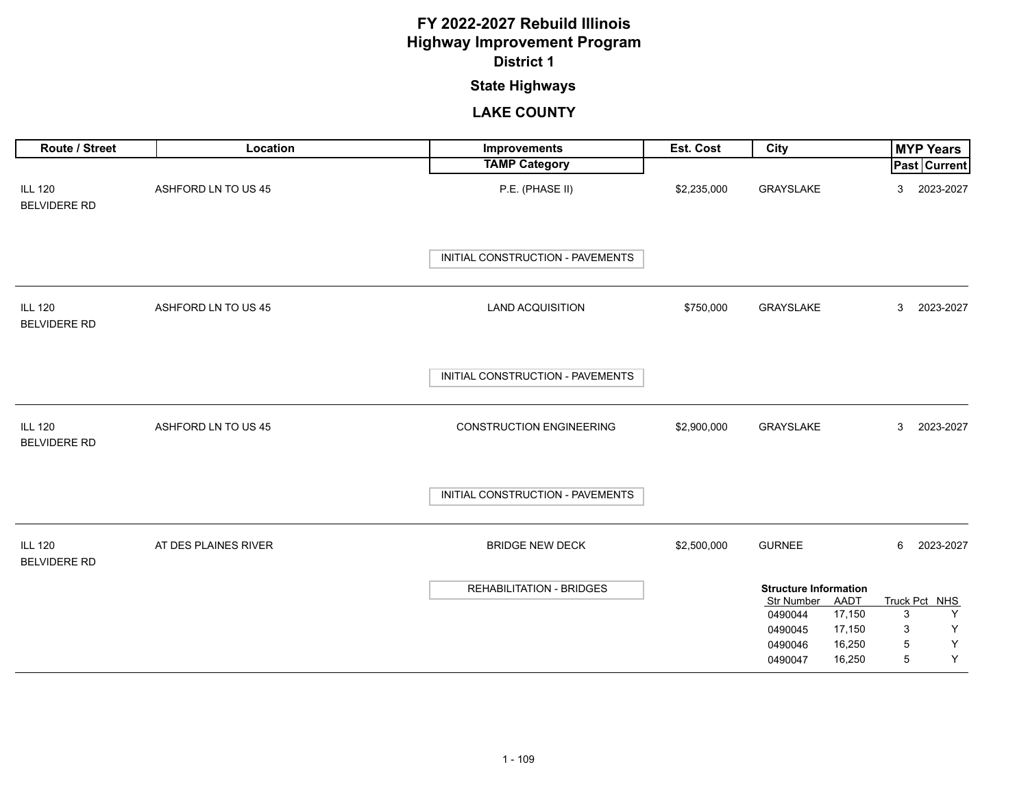# FY 2022-2027 Rebuild Illinois
# Highway Improvement Program
## District 1

### State Highways

### LAKE COUNTY

| Route / Street | Location | Improvements / TAMP Category | Est. Cost | City | MYP Years Past | MYP Years Current |
|---|---|---|---|---|---|---|
| ILL 120 BELVIDERE RD | ASHFORD LN TO US 45 | P.E. (PHASE II) / INITIAL CONSTRUCTION - PAVEMENTS | $2,235,000 | GRAYSLAKE | 3 | 2023-2027 |
| ILL 120 BELVIDERE RD | ASHFORD LN TO US 45 | LAND ACQUISITION / INITIAL CONSTRUCTION - PAVEMENTS | $750,000 | GRAYSLAKE | 3 | 2023-2027 |
| ILL 120 BELVIDERE RD | ASHFORD LN TO US 45 | CONSTRUCTION ENGINEERING / INITIAL CONSTRUCTION - PAVEMENTS | $2,900,000 | GRAYSLAKE | 3 | 2023-2027 |
| ILL 120 BELVIDERE RD | AT DES PLAINES RIVER | BRIDGE NEW DECK / REHABILITATION - BRIDGES | $2,500,000 | GURNEE | 6 | 2023-2027 |

**Structure Information** (ILL 120 BELVIDERE RD, AT DES PLAINES RIVER)

| Str Number | AADT | Truck Pct | NHS |
|---|---|---|---|
| 0490044 | 17,150 | 3 | Y |
| 0490045 | 17,150 | 3 | Y |
| 0490046 | 16,250 | 5 | Y |
| 0490047 | 16,250 | 5 | Y |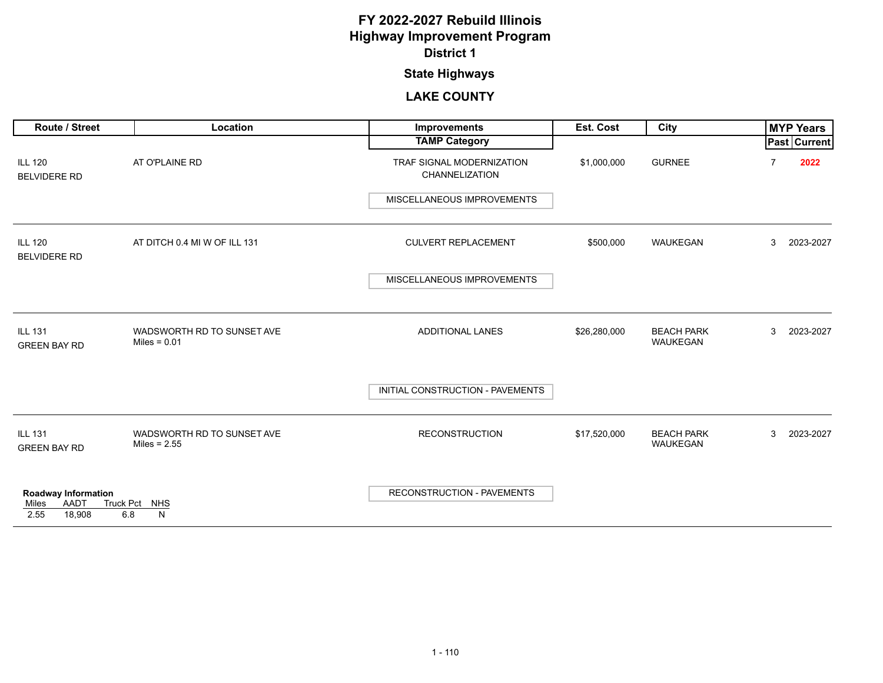# FY 2022-2027 Rebuild Illinois
# Highway Improvement Program
## District 1

### State Highways

### LAKE COUNTY

| Route / Street | Location | Improvements / TAMP Category | Est. Cost | City | MYP Years Past | MYP Years Current |
|---|---|---|---|---|---|---|
| ILL 120 BELVIDERE RD | AT O'PLAINE RD | TRAF SIGNAL MODERNIZATION CHANNELIZATION / MISCELLANEOUS IMPROVEMENTS | $1,000,000 | GURNEE | 7 | **2022** |
| ILL 120 BELVIDERE RD | AT DITCH 0.4 MI W OF ILL 131 | CULVERT REPLACEMENT / MISCELLANEOUS IMPROVEMENTS | $500,000 | WAUKEGAN | 3 | 2023-2027 |
| ILL 131 GREEN BAY RD | WADSWORTH RD TO SUNSET AVE Miles = 0.01 | ADDITIONAL LANES / INITIAL CONSTRUCTION - PAVEMENTS | $26,280,000 | BEACH PARK WAUKEGAN | 3 | 2023-2027 |
| ILL 131 GREEN BAY RD | WADSWORTH RD TO SUNSET AVE Miles = 2.55 | RECONSTRUCTION / RECONSTRUCTION - PAVEMENTS | $17,520,000 | BEACH PARK WAUKEGAN | 3 | 2023-2027 |

**Roadway Information** (ILL 131 GREEN BAY RD)

| Miles | AADT | Truck Pct | NHS |
|---|---|---|---|
| 2.55 | 18,908 | 6.8 | N |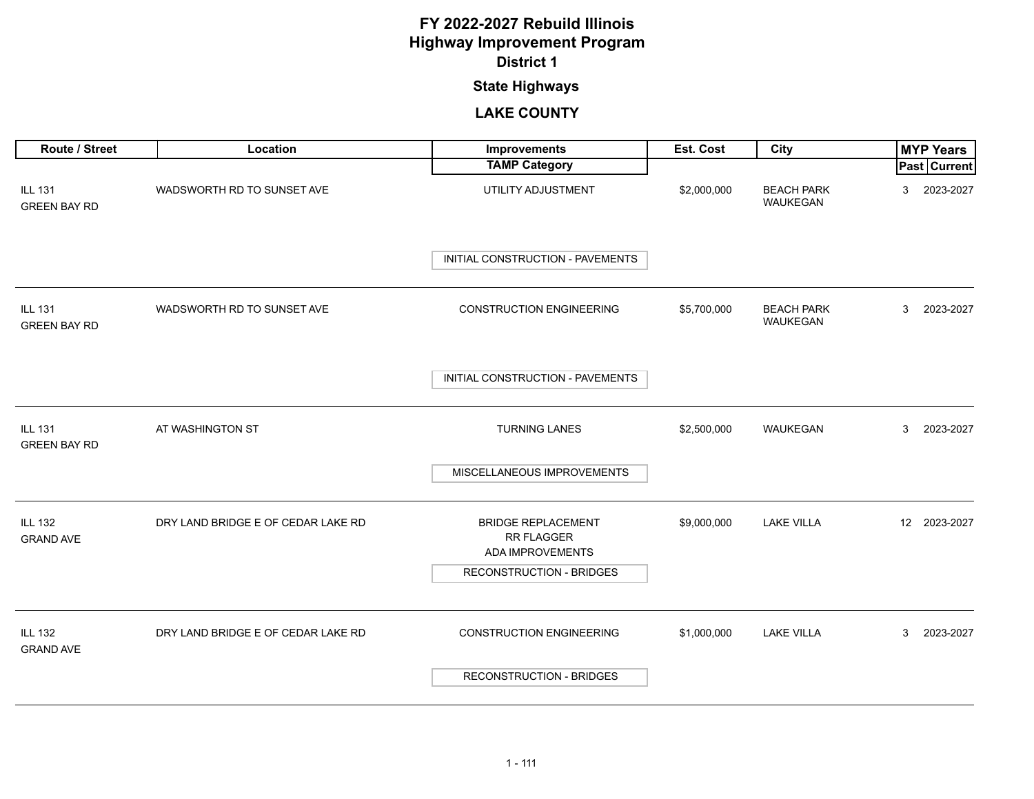# FY 2022-2027 Rebuild Illinois
# Highway Improvement Program
## District 1

### State Highways

### LAKE COUNTY

| Route / Street | Location | Improvements / TAMP Category | Est. Cost | City | MYP Years Past | MYP Years Current |
|---|---|---|---|---|---|---|
| ILL 131 GREEN BAY RD | WADSWORTH RD TO SUNSET AVE | UTILITY ADJUSTMENT<br>INITIAL CONSTRUCTION - PAVEMENTS | $2,000,000 | BEACH PARK WAUKEGAN | 3 | 2023-2027 |
| ILL 131 GREEN BAY RD | WADSWORTH RD TO SUNSET AVE | CONSTRUCTION ENGINEERING<br>INITIAL CONSTRUCTION - PAVEMENTS | $5,700,000 | BEACH PARK WAUKEGAN | 3 | 2023-2027 |
| ILL 131 GREEN BAY RD | AT WASHINGTON ST | TURNING LANES<br>MISCELLANEOUS IMPROVEMENTS | $2,500,000 | WAUKEGAN | 3 | 2023-2027 |
| ILL 132 GRAND AVE | DRY LAND BRIDGE E OF CEDAR LAKE RD | BRIDGE REPLACEMENT<br>RR FLAGGER<br>ADA IMPROVEMENTS<br>RECONSTRUCTION - BRIDGES | $9,000,000 | LAKE VILLA | 12 | 2023-2027 |
| ILL 132 GRAND AVE | DRY LAND BRIDGE E OF CEDAR LAKE RD | CONSTRUCTION ENGINEERING<br>RECONSTRUCTION - BRIDGES | $1,000,000 | LAKE VILLA | 3 | 2023-2027 |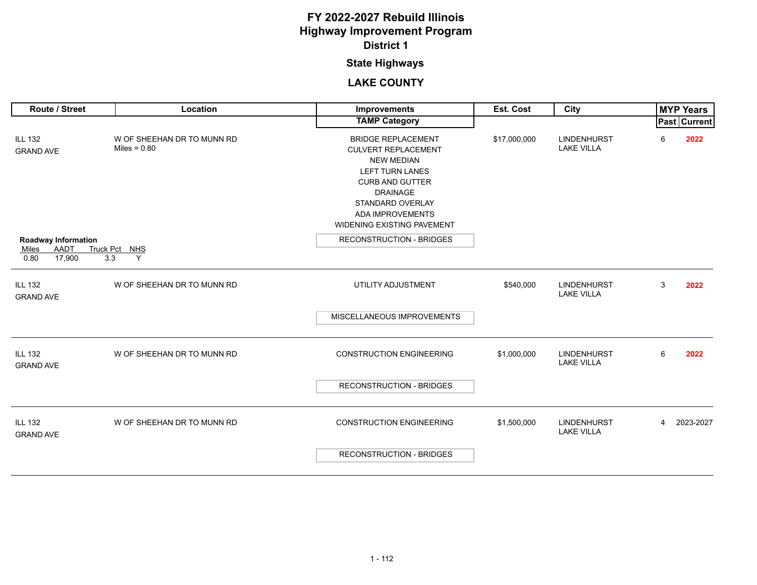# FY 2022-2027 Rebuild Illinois
# Highway Improvement Program
## District 1

### State Highways

### LAKE COUNTY

| Route / Street | Location | Improvements / TAMP Category | Est. Cost | City | MYP Years Past | MYP Years Current |
|---|---|---|---|---|---|---|
| ILL 132<br>GRAND AVE | W OF SHEEHAN DR TO MUNN RD<br>Miles = 0.80 | BRIDGE REPLACEMENT<br>CULVERT REPLACEMENT<br>NEW MEDIAN<br>LEFT TURN LANES<br>CURB AND GUTTER<br>DRAINAGE<br>STANDARD OVERLAY<br>ADA IMPROVEMENTS<br>WIDENING EXISTING PAVEMENT<br>*TAMP: RECONSTRUCTION - BRIDGES* | $17,000,000 | LINDENHURST<br>LAKE VILLA | 6 | 2022 |
| ILL 132<br>GRAND AVE | W OF SHEEHAN DR TO MUNN RD | UTILITY ADJUSTMENT<br>*TAMP: MISCELLANEOUS IMPROVEMENTS* | $540,000 | LINDENHURST<br>LAKE VILLA | 3 | 2022 |
| ILL 132<br>GRAND AVE | W OF SHEEHAN DR TO MUNN RD | CONSTRUCTION ENGINEERING<br>*TAMP: RECONSTRUCTION - BRIDGES* | $1,000,000 | LINDENHURST<br>LAKE VILLA | 6 | 2022 |
| ILL 132<br>GRAND AVE | W OF SHEEHAN DR TO MUNN RD | CONSTRUCTION ENGINEERING<br>*TAMP: RECONSTRUCTION - BRIDGES* | $1,500,000 | LINDENHURST<br>LAKE VILLA | 4 | 2023-2027 |

**Roadway Information** (ILL 132 / GRAND AVE, W OF SHEEHAN DR TO MUNN RD)

| Miles | AADT | Truck Pct | NHS |
|---|---|---|---|
| 0.80 | 17,900 | 3.3 | Y |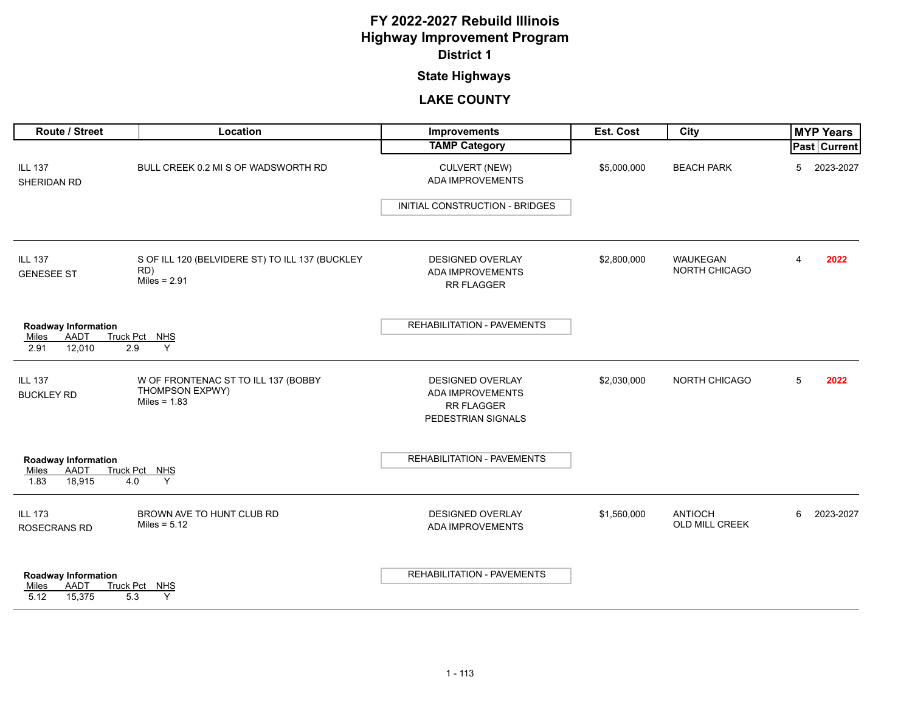# FY 2022-2027 Rebuild Illinois
# Highway Improvement Program
## District 1

### State Highways

### LAKE COUNTY

| Route / Street | Location | Improvements / TAMP Category | Est. Cost | City | MYP Years Past | MYP Years Current |
|---|---|---|---|---|---|---|
| ILL 137<br>SHERIDAN RD | BULL CREEK 0.2 MI S OF WADSWORTH RD | CULVERT (NEW)<br>ADA IMPROVEMENTS<br>**INITIAL CONSTRUCTION - BRIDGES** | $5,000,000 | BEACH PARK | 5 | 2023-2027 |
| ILL 137<br>GENESEE ST | S OF ILL 120 (BELVIDERE ST) TO ILL 137 (BUCKLEY RD)<br>Miles = 2.91 | DESIGNED OVERLAY<br>ADA IMPROVEMENTS<br>RR FLAGGER<br>**REHABILITATION - PAVEMENTS** | $2,800,000 | WAUKEGAN<br>NORTH CHICAGO | 4 | 2022 |
| ILL 137<br>BUCKLEY RD | W OF FRONTENAC ST TO ILL 137 (BOBBY THOMPSON EXPWY)<br>Miles = 1.83 | DESIGNED OVERLAY<br>ADA IMPROVEMENTS<br>RR FLAGGER<br>PEDESTRIAN SIGNALS<br>**REHABILITATION - PAVEMENTS** | $2,030,000 | NORTH CHICAGO | 5 | 2022 |
| ILL 173<br>ROSECRANS RD | BROWN AVE TO HUNT CLUB RD<br>Miles = 5.12 | DESIGNED OVERLAY<br>ADA IMPROVEMENTS<br>**REHABILITATION - PAVEMENTS** | $1,560,000 | ANTIOCH<br>OLD MILL CREEK | 6 | 2023-2027 |

**Roadway Information**

| Route / Street | Miles | AADT | Truck Pct | NHS |
|---|---|---|---|---|
| ILL 137 GENESEE ST | 2.91 | 12,010 | 2.9 | Y |
| ILL 137 BUCKLEY RD | 1.83 | 18,915 | 4.0 | Y |
| ILL 173 ROSECRANS RD | 5.12 | 15,375 | 5.3 | Y |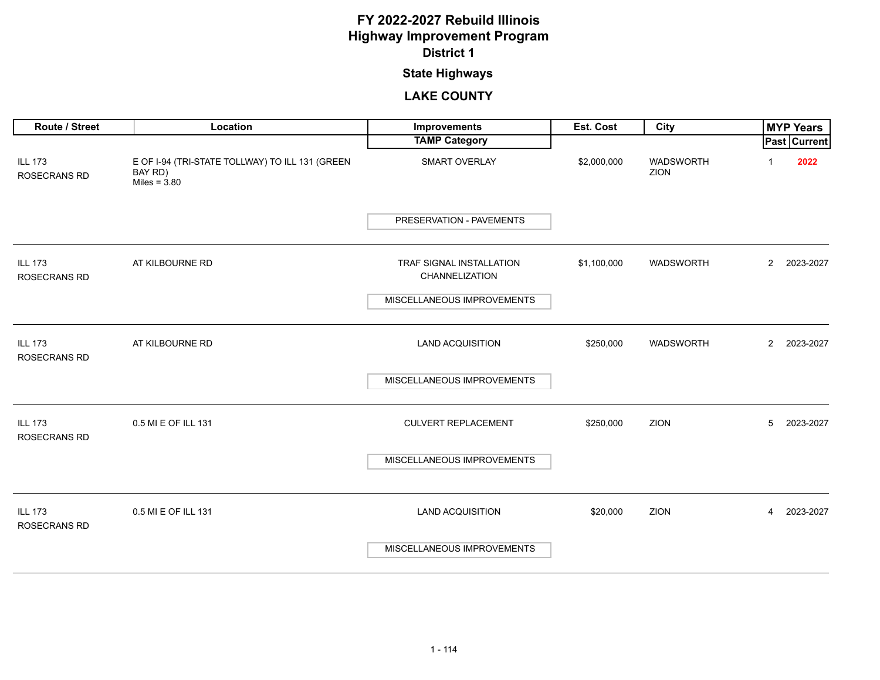# FY 2022-2027 Rebuild Illinois
# Highway Improvement Program
## District 1

### State Highways

### LAKE COUNTY

| Route / Street | Location | Improvements / TAMP Category | Est. Cost | City | MYP Years Past | MYP Years Current |
|---|---|---|---|---|---|---|
| ILL 173 ROSECRANS RD | E OF I-94 (TRI-STATE TOLLWAY) TO ILL 131 (GREEN BAY RD) Miles = 3.80 | SMART OVERLAY / PRESERVATION - PAVEMENTS | $2,000,000 | WADSWORTH ZION | 1 | **2022** |
| ILL 173 ROSECRANS RD | AT KILBOURNE RD | TRAF SIGNAL INSTALLATION CHANNELIZATION / MISCELLANEOUS IMPROVEMENTS | $1,100,000 | WADSWORTH | 2 | 2023-2027 |
| ILL 173 ROSECRANS RD | AT KILBOURNE RD | LAND ACQUISITION / MISCELLANEOUS IMPROVEMENTS | $250,000 | WADSWORTH | 2 | 2023-2027 |
| ILL 173 ROSECRANS RD | 0.5 MI E OF ILL 131 | CULVERT REPLACEMENT / MISCELLANEOUS IMPROVEMENTS | $250,000 | ZION | 5 | 2023-2027 |
| ILL 173 ROSECRANS RD | 0.5 MI E OF ILL 131 | LAND ACQUISITION / MISCELLANEOUS IMPROVEMENTS | $20,000 | ZION | 4 | 2023-2027 |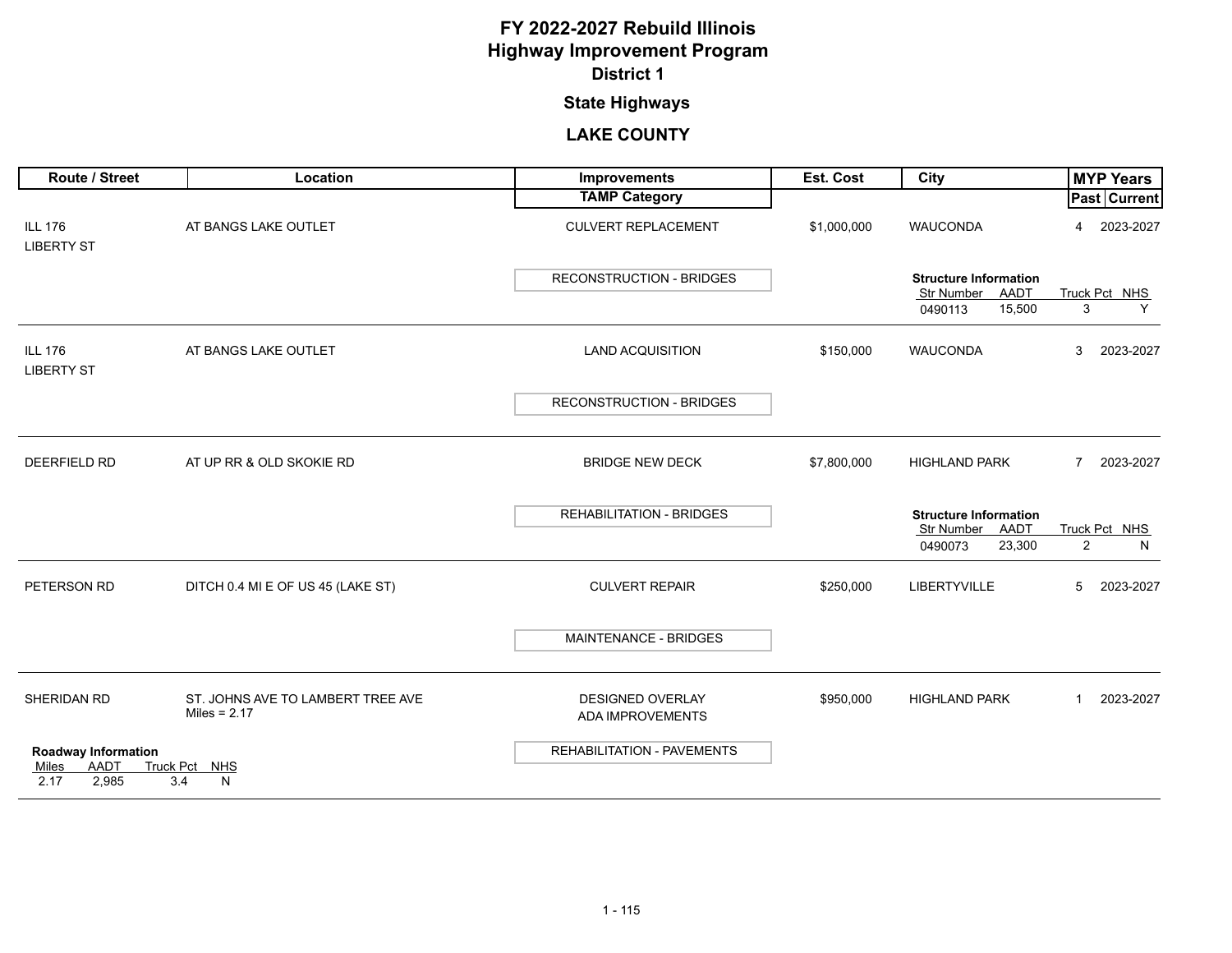# FY 2022-2027 Rebuild Illinois
# Highway Improvement Program
## District 1
## State Highways
## LAKE COUNTY

| Route / Street | Location | Improvements / TAMP Category | Est. Cost | City | MYP Years Past | MYP Years Current |
|---|---|---|---|---|---|---|
| ILL 176 LIBERTY ST | AT BANGS LAKE OUTLET | CULVERT REPLACEMENT / RECONSTRUCTION - BRIDGES | $1,000,000 | WAUCONDA | 4 | 2023-2027 |
| | | | | Structure Information: Str Number 0490113, AADT 15,500, Truck Pct 3, NHS Y | | |
| ILL 176 LIBERTY ST | AT BANGS LAKE OUTLET | LAND ACQUISITION / RECONSTRUCTION - BRIDGES | $150,000 | WAUCONDA | 3 | 2023-2027 |
| DEERFIELD RD | AT UP RR & OLD SKOKIE RD | BRIDGE NEW DECK / REHABILITATION - BRIDGES | $7,800,000 | HIGHLAND PARK | 7 | 2023-2027 |
| | | | | Structure Information: Str Number 0490073, AADT 23,300, Truck Pct 2, NHS N | | |
| PETERSON RD | DITCH 0.4 MI E OF US 45 (LAKE ST) | CULVERT REPAIR / MAINTENANCE - BRIDGES | $250,000 | LIBERTYVILLE | 5 | 2023-2027 |
| SHERIDAN RD | ST. JOHNS AVE TO LAMBERT TREE AVE Miles = 2.17 | DESIGNED OVERLAY ADA IMPROVEMENTS / REHABILITATION - PAVEMENTS | $950,000 | HIGHLAND PARK | 1 | 2023-2027 |
| Roadway Information: Miles 2.17, AADT 2,985, Truck Pct 3.4, NHS N | | | | | | |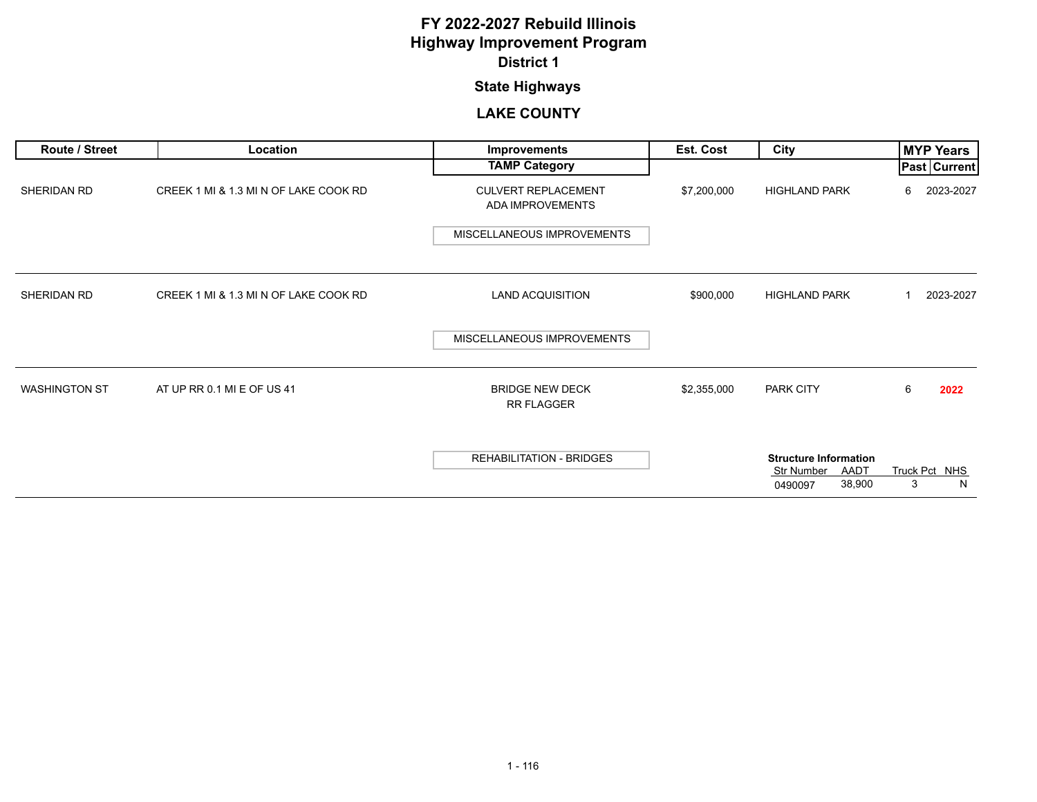# FY 2022-2027 Rebuild Illinois
# Highway Improvement Program
## District 1

### State Highways

### LAKE COUNTY

| Route / Street | Location | Improvements / TAMP Category | Est. Cost | City | MYP Years Past | MYP Years Current |
|---|---|---|---|---|---|---|
| SHERIDAN RD | CREEK 1 MI & 1.3 MI N OF LAKE COOK RD | CULVERT REPLACEMENT<br>ADA IMPROVEMENTS<br><br>MISCELLANEOUS IMPROVEMENTS | $7,200,000 | HIGHLAND PARK | 6 | 2023-2027 |
| SHERIDAN RD | CREEK 1 MI & 1.3 MI N OF LAKE COOK RD | LAND ACQUISITION<br><br>MISCELLANEOUS IMPROVEMENTS | $900,000 | HIGHLAND PARK | 1 | 2023-2027 |
| WASHINGTON ST | AT UP RR 0.1 MI E OF US 41 | BRIDGE NEW DECK<br>RR FLAGGER<br><br>REHABILITATION - BRIDGES | $2,355,000 | PARK CITY<br><br>**Structure Information**<br>Str Number: 0490097<br>AADT: 38,900<br>Truck Pct: 3<br>NHS: N | 6 | **2022** |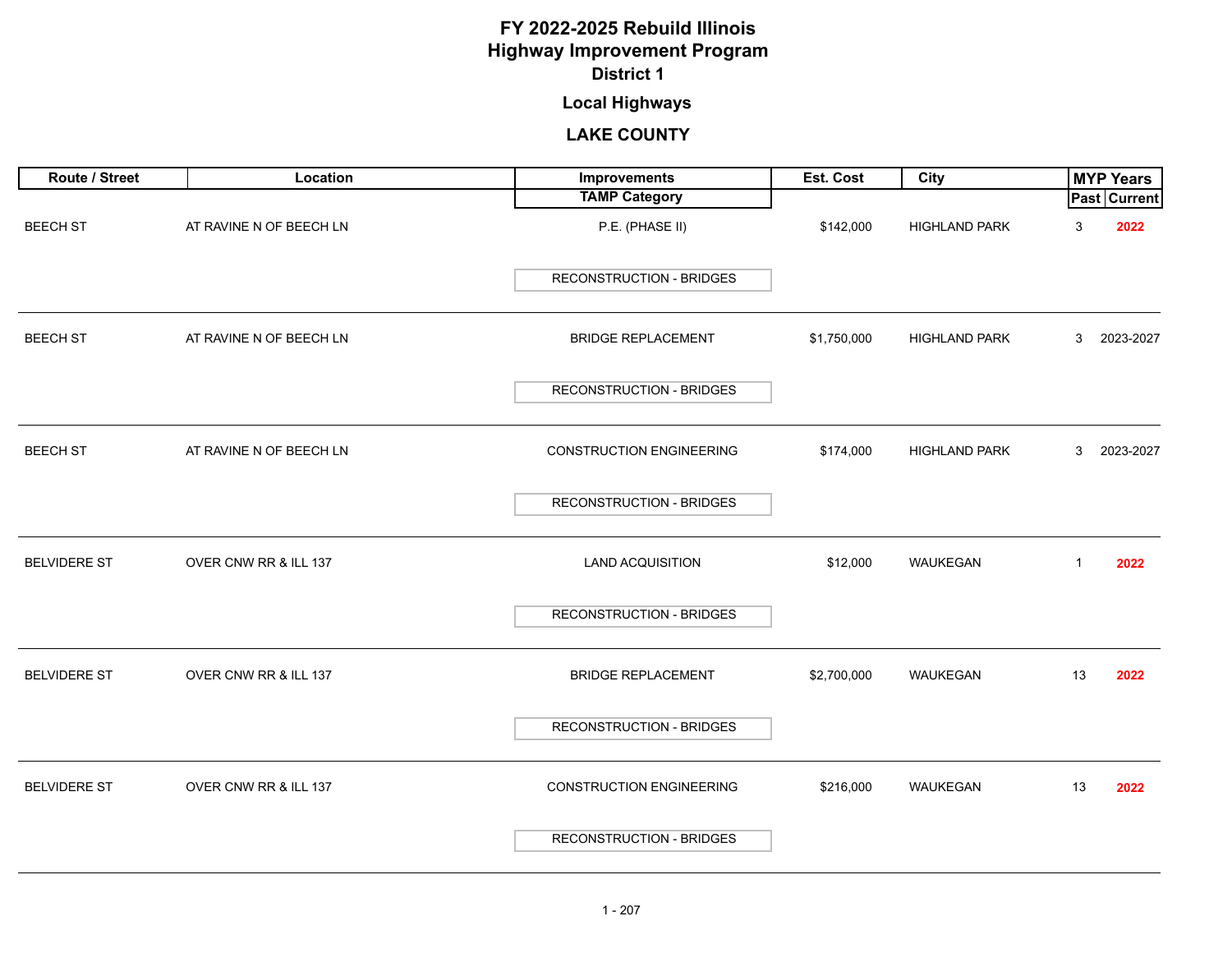# FY 2022-2025 Rebuild Illinois
## Highway Improvement Program
### District 1

### Local Highways

### LAKE COUNTY

| Route / Street | Location | Improvements / TAMP Category | Est. Cost | City | MYP Years Past | MYP Years Current |
|---|---|---|---|---|---|---|
| BEECH ST | AT RAVINE N OF BEECH LN | P.E. (PHASE II) / RECONSTRUCTION - BRIDGES | $142,000 | HIGHLAND PARK | 3 | 2022 |
| BEECH ST | AT RAVINE N OF BEECH LN | BRIDGE REPLACEMENT / RECONSTRUCTION - BRIDGES | $1,750,000 | HIGHLAND PARK | 3 | 2023-2027 |
| BEECH ST | AT RAVINE N OF BEECH LN | CONSTRUCTION ENGINEERING / RECONSTRUCTION - BRIDGES | $174,000 | HIGHLAND PARK | 3 | 2023-2027 |
| BELVIDERE ST | OVER CNW RR & ILL 137 | LAND ACQUISITION / RECONSTRUCTION - BRIDGES | $12,000 | WAUKEGAN | 1 | 2022 |
| BELVIDERE ST | OVER CNW RR & ILL 137 | BRIDGE REPLACEMENT / RECONSTRUCTION - BRIDGES | $2,700,000 | WAUKEGAN | 13 | 2022 |
| BELVIDERE ST | OVER CNW RR & ILL 137 | CONSTRUCTION ENGINEERING / RECONSTRUCTION - BRIDGES | $216,000 | WAUKEGAN | 13 | 2022 |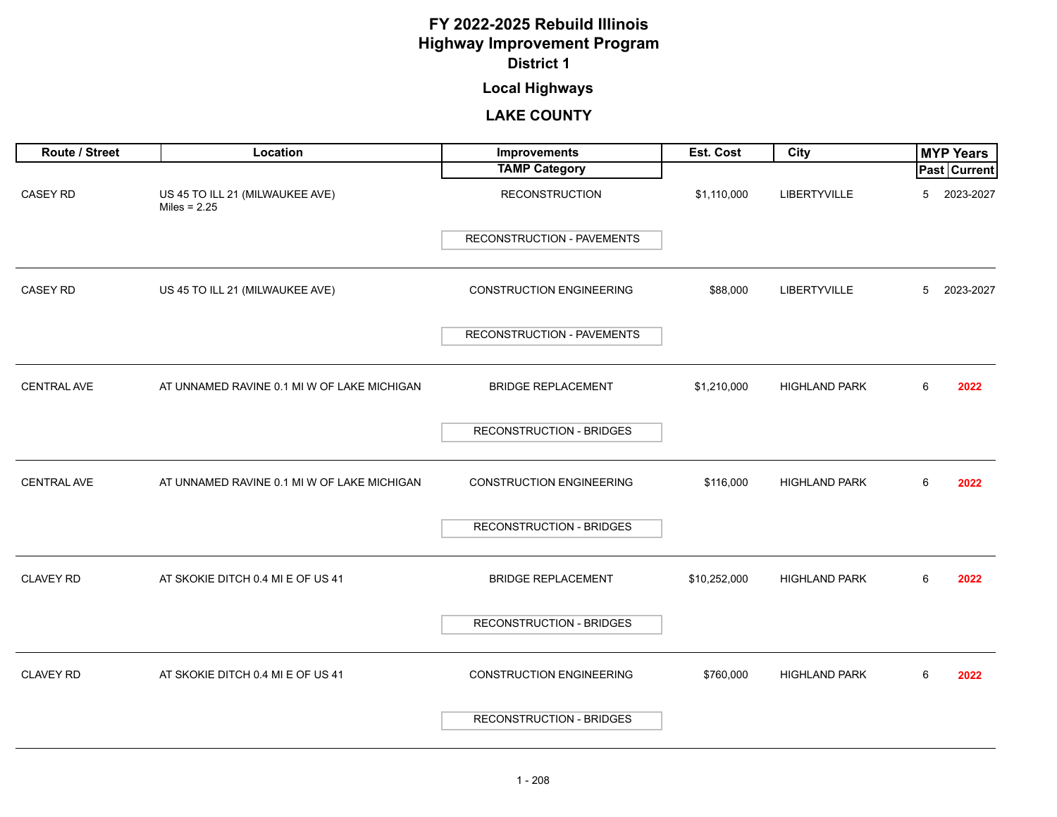# FY 2022-2025 Rebuild Illinois
# Highway Improvement Program
## District 1

### Local Highways

### LAKE COUNTY

| Route / Street | Location | Improvements / TAMP Category | Est. Cost | City | MYP Years Past | MYP Years Current |
|---|---|---|---|---|---|---|
| CASEY RD | US 45 TO ILL 21 (MILWAUKEE AVE) Miles = 2.25 | RECONSTRUCTION / RECONSTRUCTION - PAVEMENTS | $1,110,000 | LIBERTYVILLE | 5 | 2023-2027 |
| CASEY RD | US 45 TO ILL 21 (MILWAUKEE AVE) | CONSTRUCTION ENGINEERING / RECONSTRUCTION - PAVEMENTS | $88,000 | LIBERTYVILLE | 5 | 2023-2027 |
| CENTRAL AVE | AT UNNAMED RAVINE 0.1 MI W OF LAKE MICHIGAN | BRIDGE REPLACEMENT / RECONSTRUCTION - BRIDGES | $1,210,000 | HIGHLAND PARK | 6 | **2022** |
| CENTRAL AVE | AT UNNAMED RAVINE 0.1 MI W OF LAKE MICHIGAN | CONSTRUCTION ENGINEERING / RECONSTRUCTION - BRIDGES | $116,000 | HIGHLAND PARK | 6 | **2022** |
| CLAVEY RD | AT SKOKIE DITCH 0.4 MI E OF US 41 | BRIDGE REPLACEMENT / RECONSTRUCTION - BRIDGES | $10,252,000 | HIGHLAND PARK | 6 | **2022** |
| CLAVEY RD | AT SKOKIE DITCH 0.4 MI E OF US 41 | CONSTRUCTION ENGINEERING / RECONSTRUCTION - BRIDGES | $760,000 | HIGHLAND PARK | 6 | **2022** |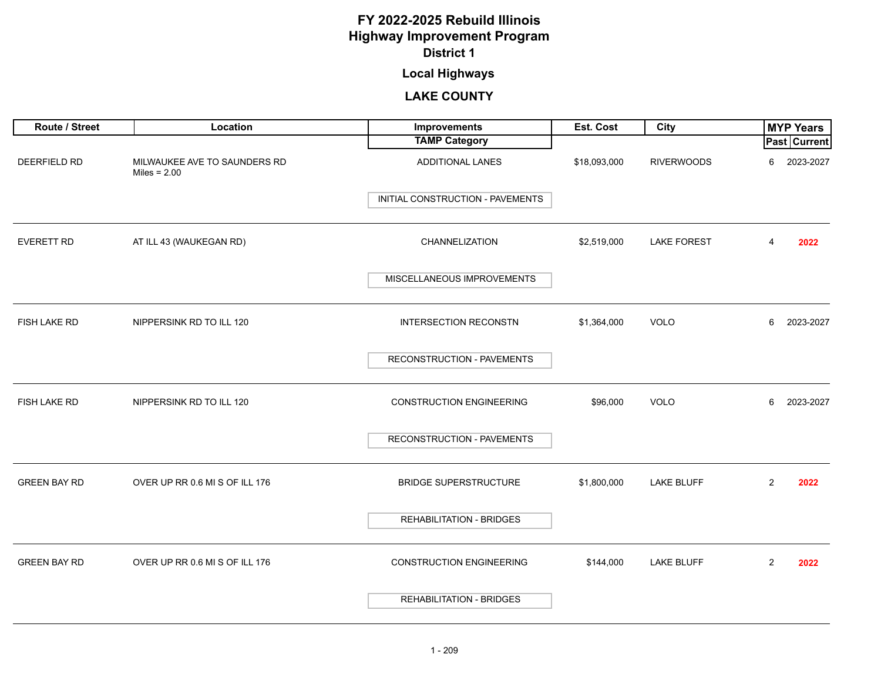# FY 2022-2025 Rebuild Illinois
## Highway Improvement Program
### District 1

### Local Highways

### LAKE COUNTY

| Route / Street | Location | Improvements / TAMP Category | Est. Cost | City | MYP Years Past | MYP Years Current |
|---|---|---|---|---|---|---|
| DEERFIELD RD | MILWAUKEE AVE TO SAUNDERS RD Miles = 2.00 | ADDITIONAL LANES / INITIAL CONSTRUCTION - PAVEMENTS | $18,093,000 | RIVERWOODS | 6 | 2023-2027 |
| EVERETT RD | AT ILL 43 (WAUKEGAN RD) | CHANNELIZATION / MISCELLANEOUS IMPROVEMENTS | $2,519,000 | LAKE FOREST | 4 | **2022** |
| FISH LAKE RD | NIPPERSINK RD TO ILL 120 | INTERSECTION RECONSTN / RECONSTRUCTION - PAVEMENTS | $1,364,000 | VOLO | 6 | 2023-2027 |
| FISH LAKE RD | NIPPERSINK RD TO ILL 120 | CONSTRUCTION ENGINEERING / RECONSTRUCTION - PAVEMENTS | $96,000 | VOLO | 6 | 2023-2027 |
| GREEN BAY RD | OVER UP RR 0.6 MI S OF ILL 176 | BRIDGE SUPERSTRUCTURE / REHABILITATION - BRIDGES | $1,800,000 | LAKE BLUFF | 2 | **2022** |
| GREEN BAY RD | OVER UP RR 0.6 MI S OF ILL 176 | CONSTRUCTION ENGINEERING / REHABILITATION - BRIDGES | $144,000 | LAKE BLUFF | 2 | **2022** |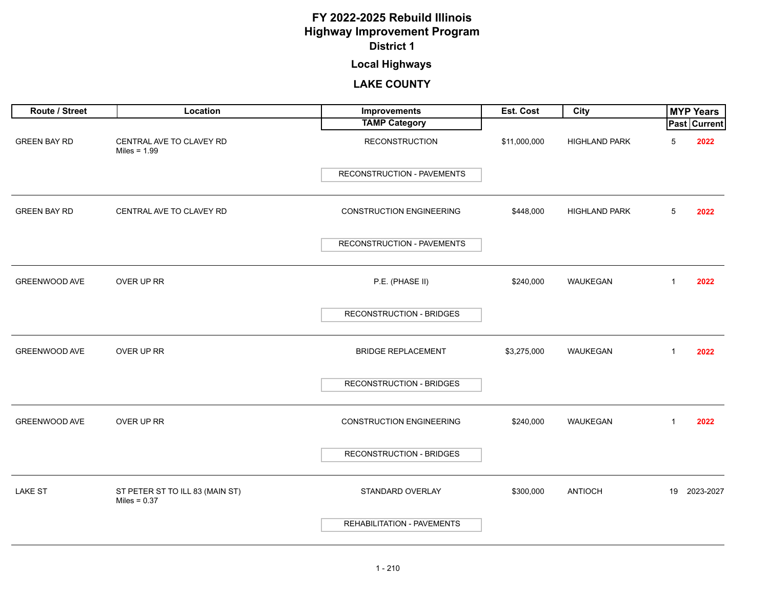# FY 2022-2025 Rebuild Illinois
# Highway Improvement Program
## District 1
## Local Highways
## LAKE COUNTY

| Route / Street | Location | Improvements / TAMP Category | Est. Cost | City | MYP Years Past | MYP Years Current |
|---|---|---|---|---|---|---|
| GREEN BAY RD | CENTRAL AVE TO CLAVEY RD Miles = 1.99 | RECONSTRUCTION / RECONSTRUCTION - PAVEMENTS | $11,000,000 | HIGHLAND PARK | 5 | 2022 |
| GREEN BAY RD | CENTRAL AVE TO CLAVEY RD | CONSTRUCTION ENGINEERING / RECONSTRUCTION - PAVEMENTS | $448,000 | HIGHLAND PARK | 5 | 2022 |
| GREENWOOD AVE | OVER UP RR | P.E. (PHASE II) / RECONSTRUCTION - BRIDGES | $240,000 | WAUKEGAN | 1 | 2022 |
| GREENWOOD AVE | OVER UP RR | BRIDGE REPLACEMENT / RECONSTRUCTION - BRIDGES | $3,275,000 | WAUKEGAN | 1 | 2022 |
| GREENWOOD AVE | OVER UP RR | CONSTRUCTION ENGINEERING / RECONSTRUCTION - BRIDGES | $240,000 | WAUKEGAN | 1 | 2022 |
| LAKE ST | ST PETER ST TO ILL 83 (MAIN ST) Miles = 0.37 | STANDARD OVERLAY / REHABILITATION - PAVEMENTS | $300,000 | ANTIOCH | 19 | 2023-2027 |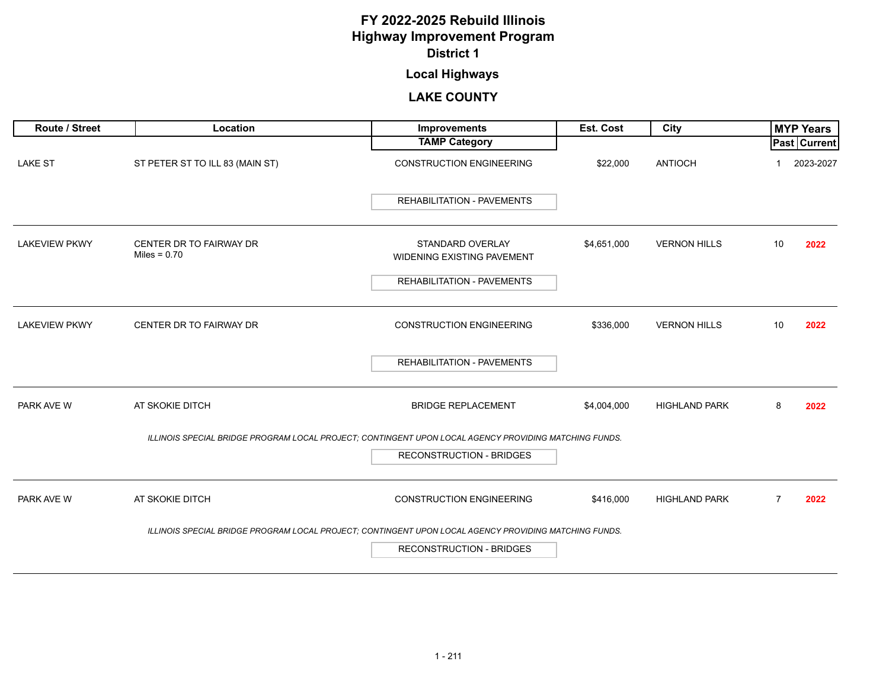# FY 2022-2025 Rebuild Illinois
# Highway Improvement Program
## District 1

## Local Highways

## LAKE COUNTY

| Route / Street | Location | Improvements / TAMP Category | Est. Cost | City | MYP Years Past | MYP Years Current |
|---|---|---|---|---|---|---|
| LAKE ST | ST PETER ST TO ILL 83 (MAIN ST) | CONSTRUCTION ENGINEERING<br>REHABILITATION - PAVEMENTS | $22,000 | ANTIOCH | 1 | 2023-2027 |
| LAKEVIEW PKWY | CENTER DR TO FAIRWAY DR<br>Miles = 0.70 | STANDARD OVERLAY<br>WIDENING EXISTING PAVEMENT<br>REHABILITATION - PAVEMENTS | $4,651,000 | VERNON HILLS | 10 | 2022 |
| LAKEVIEW PKWY | CENTER DR TO FAIRWAY DR | CONSTRUCTION ENGINEERING<br>REHABILITATION - PAVEMENTS | $336,000 | VERNON HILLS | 10 | 2022 |
| PARK AVE W | AT SKOKIE DITCH | BRIDGE REPLACEMENT<br>*ILLINOIS SPECIAL BRIDGE PROGRAM LOCAL PROJECT; CONTINGENT UPON LOCAL AGENCY PROVIDING MATCHING FUNDS.*<br>RECONSTRUCTION - BRIDGES | $4,004,000 | HIGHLAND PARK | 8 | 2022 |
| PARK AVE W | AT SKOKIE DITCH | CONSTRUCTION ENGINEERING<br>*ILLINOIS SPECIAL BRIDGE PROGRAM LOCAL PROJECT; CONTINGENT UPON LOCAL AGENCY PROVIDING MATCHING FUNDS.*<br>RECONSTRUCTION - BRIDGES | $416,000 | HIGHLAND PARK | 7 | 2022 |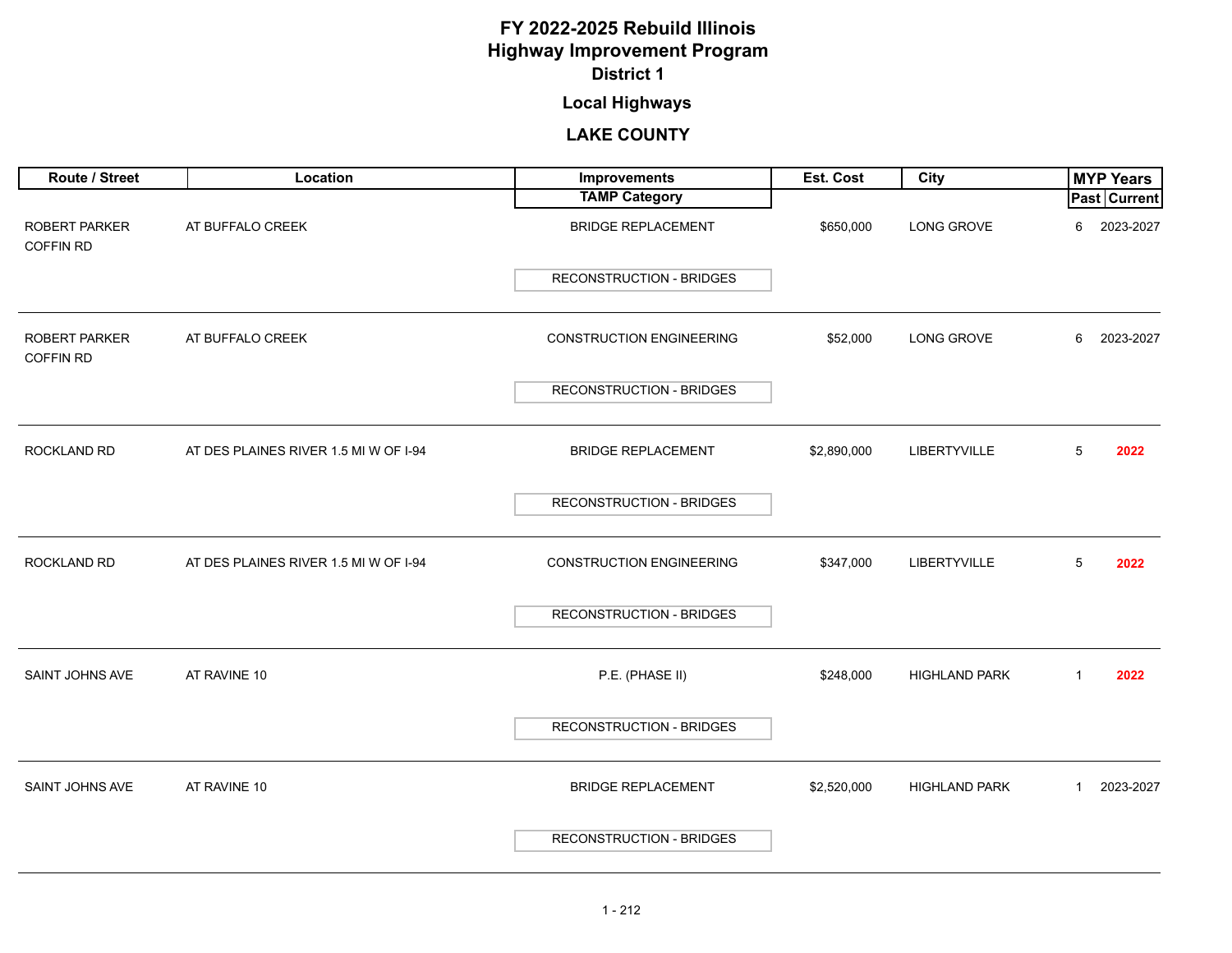# FY 2022-2025 Rebuild Illinois
# Highway Improvement Program
## District 1
## Local Highways
## LAKE COUNTY

| Route / Street | Location | Improvements / TAMP Category | Est. Cost | City | MYP Years Past | MYP Years Current |
|---|---|---|---|---|---|---|
| ROBERT PARKER COFFIN RD | AT BUFFALO CREEK | BRIDGE REPLACEMENT / RECONSTRUCTION - BRIDGES | $650,000 | LONG GROVE | 6 | 2023-2027 |
| ROBERT PARKER COFFIN RD | AT BUFFALO CREEK | CONSTRUCTION ENGINEERING / RECONSTRUCTION - BRIDGES | $52,000 | LONG GROVE | 6 | 2023-2027 |
| ROCKLAND RD | AT DES PLAINES RIVER 1.5 MI W OF I-94 | BRIDGE REPLACEMENT / RECONSTRUCTION - BRIDGES | $2,890,000 | LIBERTYVILLE | 5 | **2022** |
| ROCKLAND RD | AT DES PLAINES RIVER 1.5 MI W OF I-94 | CONSTRUCTION ENGINEERING / RECONSTRUCTION - BRIDGES | $347,000 | LIBERTYVILLE | 5 | **2022** |
| SAINT JOHNS AVE | AT RAVINE 10 | P.E. (PHASE II) / RECONSTRUCTION - BRIDGES | $248,000 | HIGHLAND PARK | 1 | **2022** |
| SAINT JOHNS AVE | AT RAVINE 10 | BRIDGE REPLACEMENT / RECONSTRUCTION - BRIDGES | $2,520,000 | HIGHLAND PARK | 1 | 2023-2027 |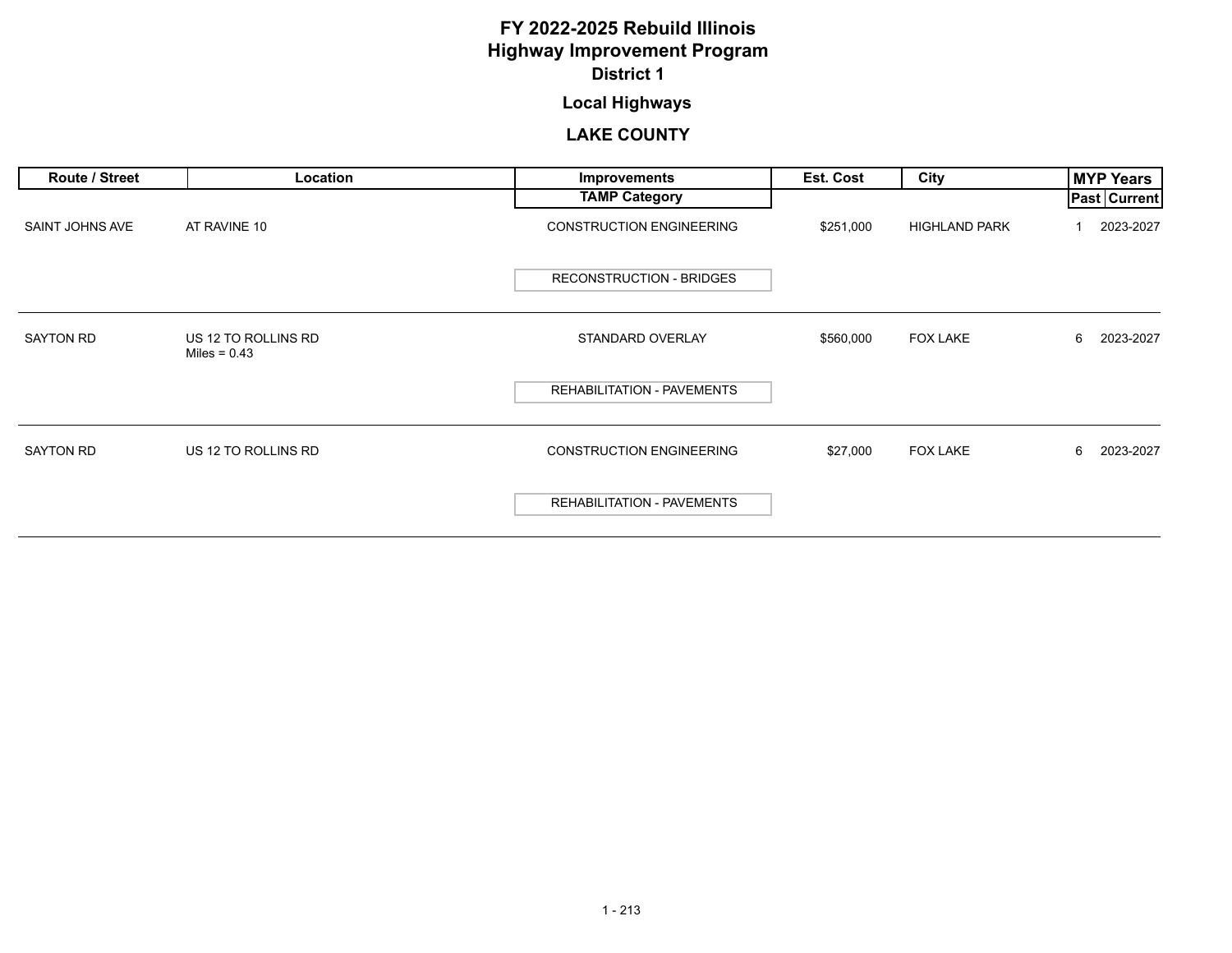# FY 2022-2025 Rebuild Illinois
# Highway Improvement Program
## District 1

### Local Highways

### LAKE COUNTY

| Route / Street | Location | Improvements / TAMP Category | Est. Cost | City | MYP Years Past | MYP Years Current |
|---|---|---|---|---|---|---|
| SAINT JOHNS AVE | AT RAVINE 10 | CONSTRUCTION ENGINEERING / RECONSTRUCTION - BRIDGES | $251,000 | HIGHLAND PARK | 1 | 2023-2027 |
| SAYTON RD | US 12 TO ROLLINS RD Miles = 0.43 | STANDARD OVERLAY / REHABILITATION - PAVEMENTS | $560,000 | FOX LAKE | 6 | 2023-2027 |
| SAYTON RD | US 12 TO ROLLINS RD | CONSTRUCTION ENGINEERING / REHABILITATION - PAVEMENTS | $27,000 | FOX LAKE | 6 | 2023-2027 |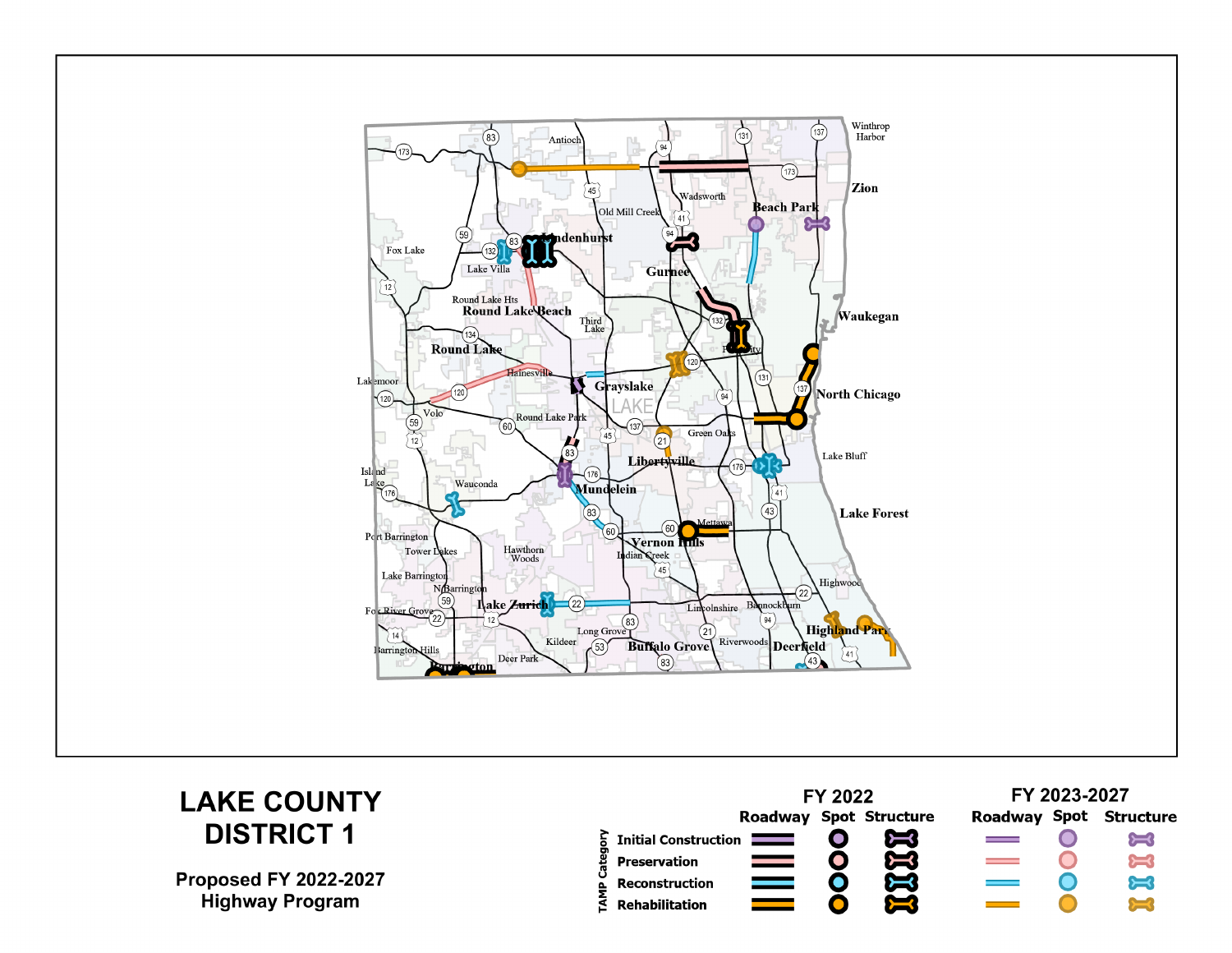# LAKE COUNTY DISTRICT 1

Proposed FY 2022-2027 Highway Program

| TAMP Category | FY 2022 Roadway | FY 2022 Spot | FY 2022 Structure | FY 2023-2027 Roadway | FY 2023-2027 Spot | FY 2023-2027 Structure |
|---|---|---|---|---|---|---|
| Initial Construction | | | | | | |
| Preservation | | | | | | |
| Reconstruction | | | | | | |
| Rehabilitation | | | | | | |